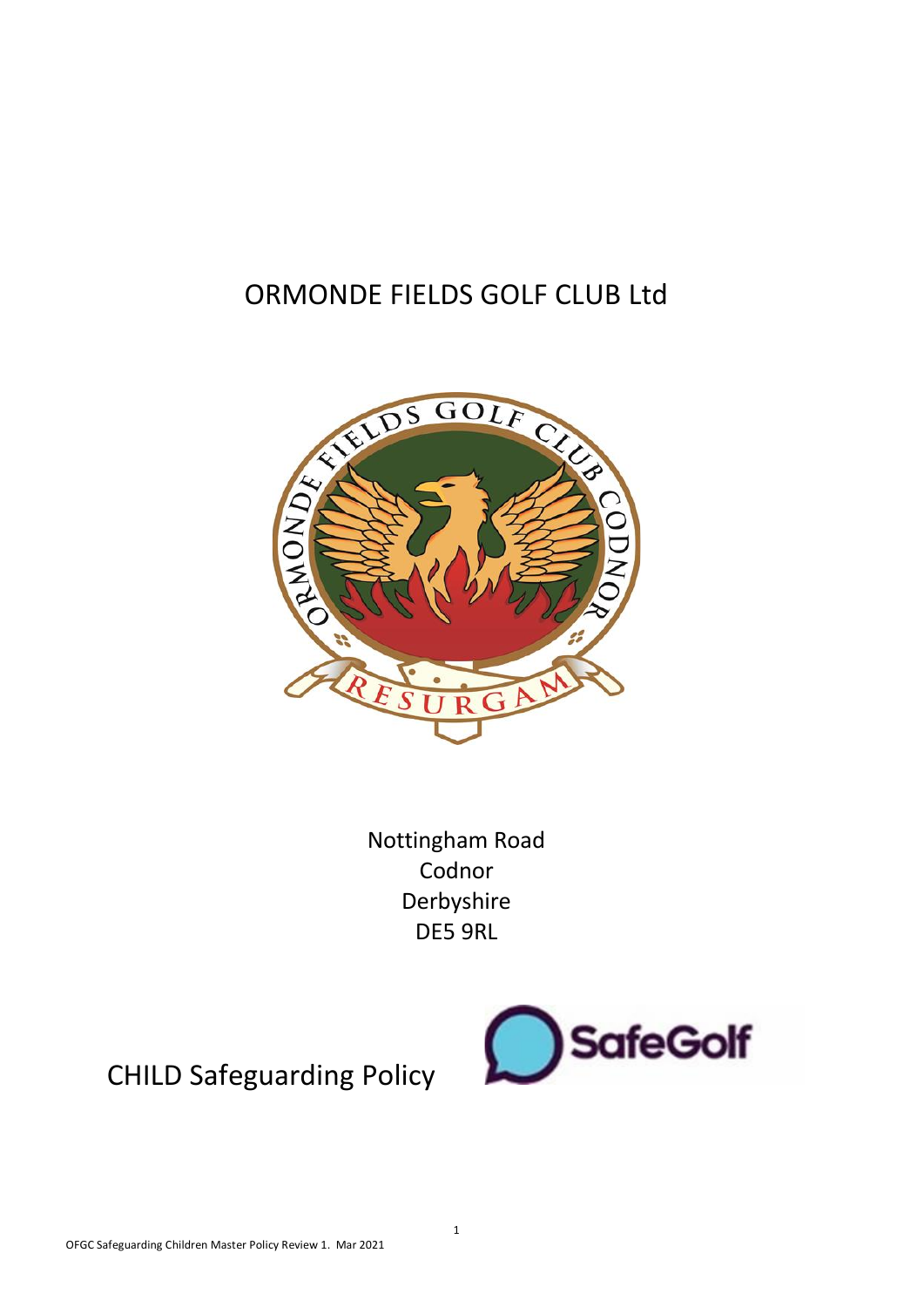# ORMONDE FIELDS GOLF CLUB Ltd

Nottingham Road
Codnor
Derbyshire
DE5 9RL

## CHILD Safeguarding Policy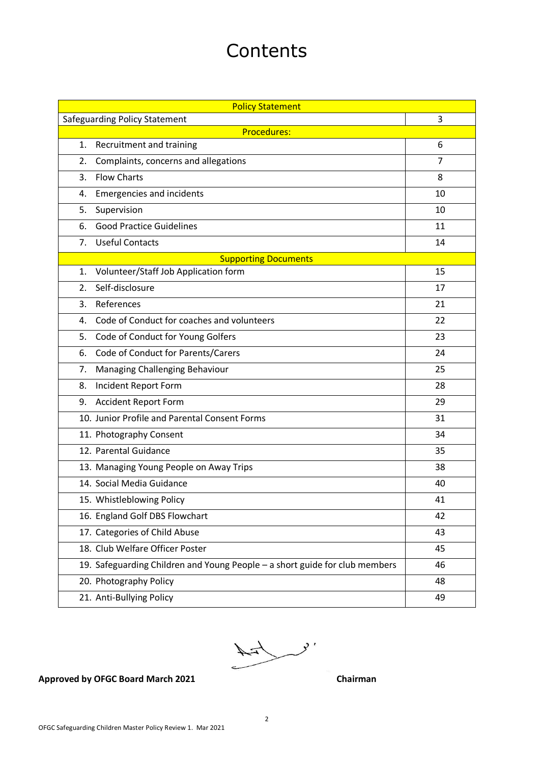# Contents

| Policy Statement | |
|---|---|
| Safeguarding Policy Statement | 3 |
| **Procedures:** | |
| 1. Recruitment and training | 6 |
| 2. Complaints, concerns and allegations | 7 |
| 3. Flow Charts | 8 |
| 4. Emergencies and incidents | 10 |
| 5. Supervision | 10 |
| 6. Good Practice Guidelines | 11 |
| 7. Useful Contacts | 14 |
| **Supporting Documents** | |
| 1. Volunteer/Staff Job Application form | 15 |
| 2. Self-disclosure | 17 |
| 3. References | 21 |
| 4. Code of Conduct for coaches and volunteers | 22 |
| 5. Code of Conduct for Young Golfers | 23 |
| 6. Code of Conduct for Parents/Carers | 24 |
| 7. Managing Challenging Behaviour | 25 |
| 8. Incident Report Form | 28 |
| 9. Accident Report Form | 29 |
| 10. Junior Profile and Parental Consent Forms | 31 |
| 11. Photography Consent | 34 |
| 12. Parental Guidance | 35 |
| 13. Managing Young People on Away Trips | 38 |
| 14. Social Media Guidance | 40 |
| 15. Whistleblowing Policy | 41 |
| 16. England Golf DBS Flowchart | 42 |
| 17. Categories of Child Abuse | 43 |
| 18. Club Welfare Officer Poster | 45 |
| 19. Safeguarding Children and Young People – a short guide for club members | 46 |
| 20. Photography Policy | 48 |
| 21. Anti-Bullying Policy | 49 |

**Approved by OFGC Board March 2021** **Chairman**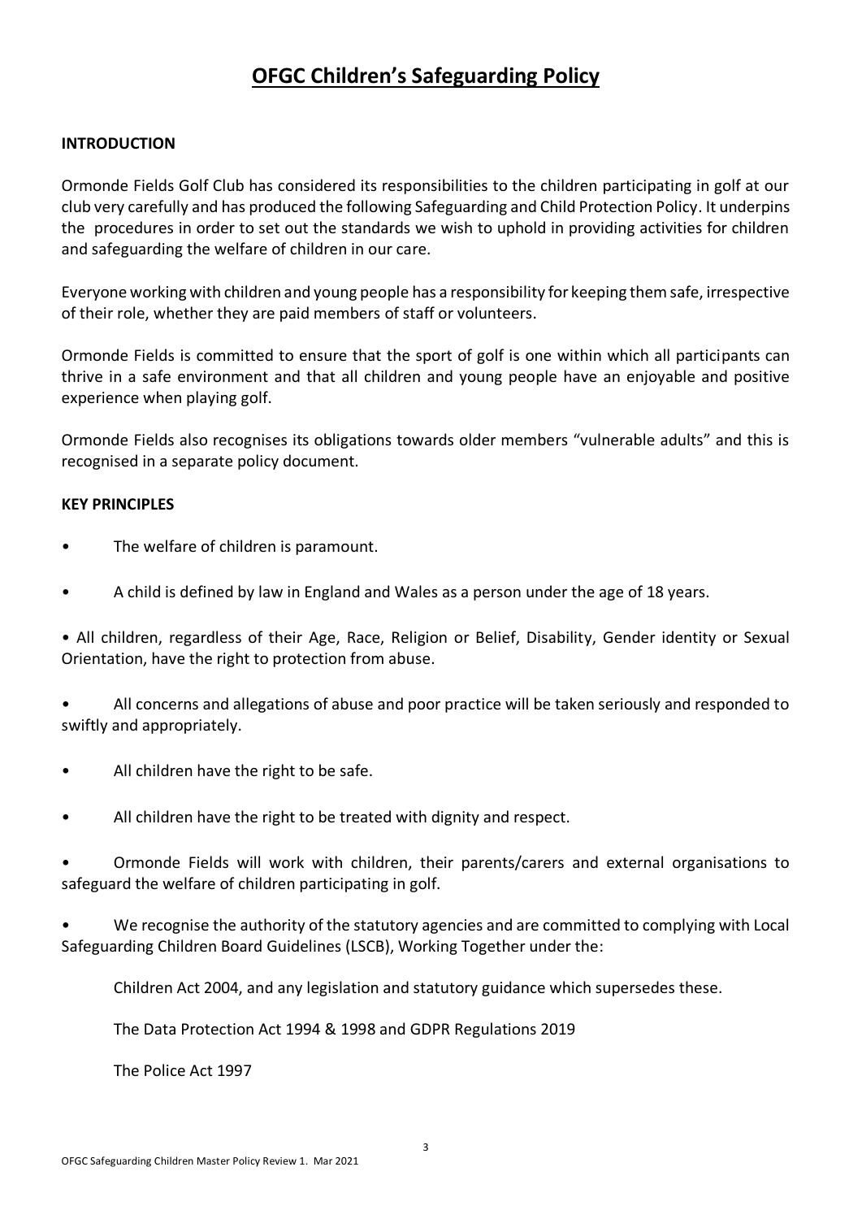# OFGC Children's Safeguarding Policy

## INTRODUCTION

Ormonde Fields Golf Club has considered its responsibilities to the children participating in golf at our club very carefully and has produced the following Safeguarding and Child Protection Policy. It underpins the procedures in order to set out the standards we wish to uphold in providing activities for children and safeguarding the welfare of children in our care.

Everyone working with children and young people has a responsibility for keeping them safe, irrespective of their role, whether they are paid members of staff or volunteers.

Ormonde Fields is committed to ensure that the sport of golf is one within which all participants can thrive in a safe environment and that all children and young people have an enjoyable and positive experience when playing golf.

Ormonde Fields also recognises its obligations towards older members "vulnerable adults" and this is recognised in a separate policy document.

## KEY PRINCIPLES

- The welfare of children is paramount.
- A child is defined by law in England and Wales as a person under the age of 18 years.
- All children, regardless of their Age, Race, Religion or Belief, Disability, Gender identity or Sexual Orientation, have the right to protection from abuse.
- All concerns and allegations of abuse and poor practice will be taken seriously and responded to swiftly and appropriately.
- All children have the right to be safe.
- All children have the right to be treated with dignity and respect.
- Ormonde Fields will work with children, their parents/carers and external organisations to safeguard the welfare of children participating in golf.
- We recognise the authority of the statutory agencies and are committed to complying with Local Safeguarding Children Board Guidelines (LSCB), Working Together under the:

  Children Act 2004, and any legislation and statutory guidance which supersedes these.

  The Data Protection Act 1994 & 1998 and GDPR Regulations 2019

  The Police Act 1997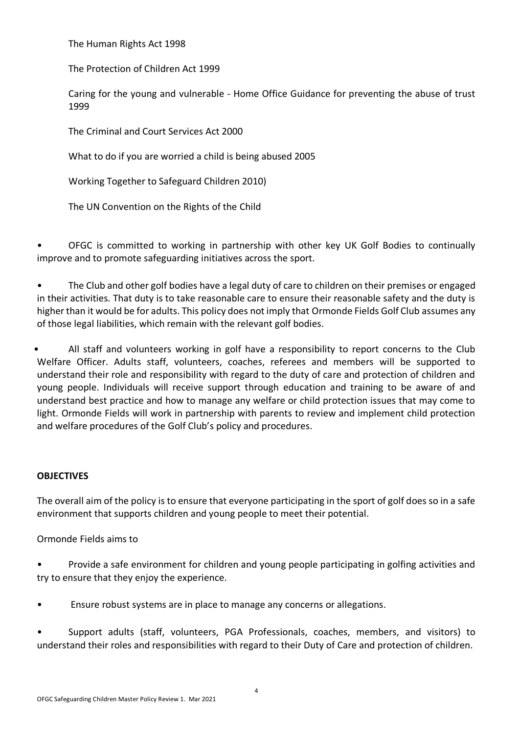The Human Rights Act 1998

The Protection of Children Act 1999

Caring for the young and vulnerable - Home Office Guidance for preventing the abuse of trust 1999

The Criminal and Court Services Act 2000

What to do if you are worried a child is being abused 2005

Working Together to Safeguard Children 2010)

The UN Convention on the Rights of the Child

- OFGC is committed to working in partnership with other key UK Golf Bodies to continually improve and to promote safeguarding initiatives across the sport.

- The Club and other golf bodies have a legal duty of care to children on their premises or engaged in their activities. That duty is to take reasonable care to ensure their reasonable safety and the duty is higher than it would be for adults. This policy does not imply that Ormonde Fields Golf Club assumes any of those legal liabilities, which remain with the relevant golf bodies.

- All staff and volunteers working in golf have a responsibility to report concerns to the Club Welfare Officer. Adults staff, volunteers, coaches, referees and members will be supported to understand their role and responsibility with regard to the duty of care and protection of children and young people. Individuals will receive support through education and training to be aware of and understand best practice and how to manage any welfare or child protection issues that may come to light. Ormonde Fields will work in partnership with parents to review and implement child protection and welfare procedures of the Golf Club's policy and procedures.

**OBJECTIVES**

The overall aim of the policy is to ensure that everyone participating in the sport of golf does so in a safe environment that supports children and young people to meet their potential.

Ormonde Fields aims to

- Provide a safe environment for children and young people participating in golfing activities and try to ensure that they enjoy the experience.

- Ensure robust systems are in place to manage any concerns or allegations.

- Support adults (staff, volunteers, PGA Professionals, coaches, members, and visitors) to understand their roles and responsibilities with regard to their Duty of Care and protection of children.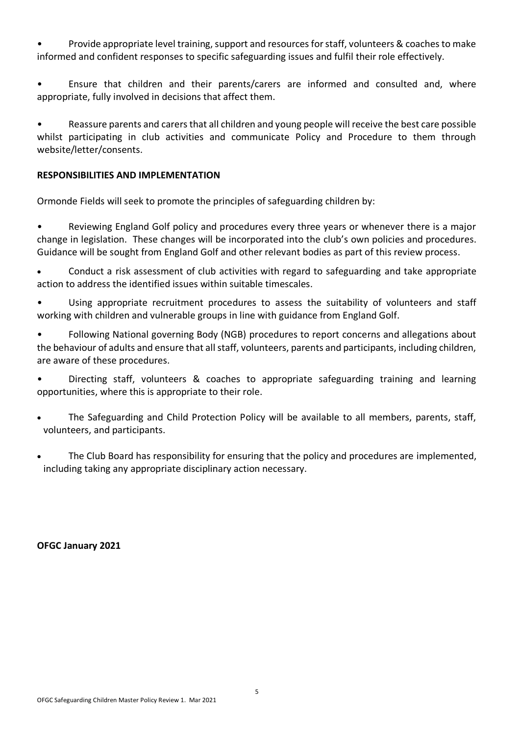- Provide appropriate level training, support and resources for staff, volunteers & coaches to make informed and confident responses to specific safeguarding issues and fulfil their role effectively.

- Ensure that children and their parents/carers are informed and consulted and, where appropriate, fully involved in decisions that affect them.

- Reassure parents and carers that all children and young people will receive the best care possible whilst participating in club activities and communicate Policy and Procedure to them through website/letter/consents.

**RESPONSIBILITIES AND IMPLEMENTATION**

Ormonde Fields will seek to promote the principles of safeguarding children by:

- Reviewing England Golf policy and procedures every three years or whenever there is a major change in legislation. These changes will be incorporated into the club's own policies and procedures. Guidance will be sought from England Golf and other relevant bodies as part of this review process.
- Conduct a risk assessment of club activities with regard to safeguarding and take appropriate action to address the identified issues within suitable timescales.
- Using appropriate recruitment procedures to assess the suitability of volunteers and staff working with children and vulnerable groups in line with guidance from England Golf.
- Following National governing Body (NGB) procedures to report concerns and allegations about the behaviour of adults and ensure that all staff, volunteers, parents and participants, including children, are aware of these procedures.
- Directing staff, volunteers & coaches to appropriate safeguarding training and learning opportunities, where this is appropriate to their role.
- The Safeguarding and Child Protection Policy will be available to all members, parents, staff, volunteers, and participants.
- The Club Board has responsibility for ensuring that the policy and procedures are implemented, including taking any appropriate disciplinary action necessary.

**OFGC January 2021**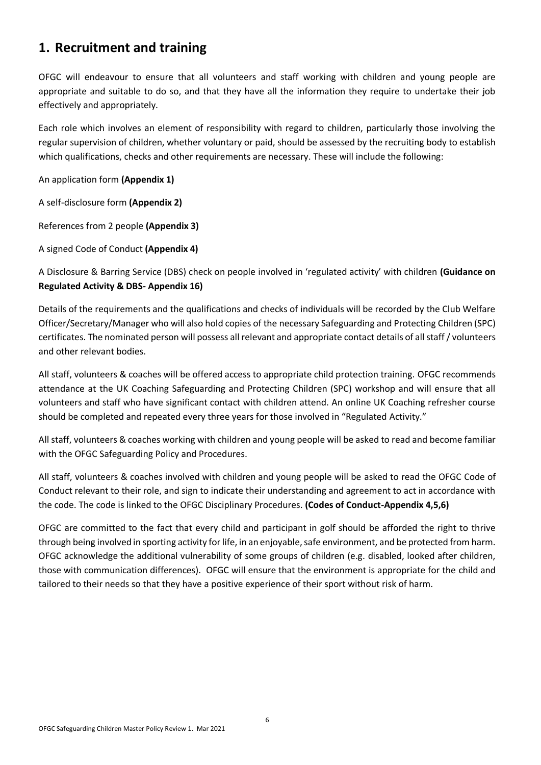## 1. Recruitment and training

OFGC will endeavour to ensure that all volunteers and staff working with children and young people are appropriate and suitable to do so, and that they have all the information they require to undertake their job effectively and appropriately.

Each role which involves an element of responsibility with regard to children, particularly those involving the regular supervision of children, whether voluntary or paid, should be assessed by the recruiting body to establish which qualifications, checks and other requirements are necessary. These will include the following:

An application form **(Appendix 1)**

A self-disclosure form **(Appendix 2)**

References from 2 people **(Appendix 3)**

A signed Code of Conduct **(Appendix 4)**

A Disclosure & Barring Service (DBS) check on people involved in 'regulated activity' with children **(Guidance on Regulated Activity & DBS- Appendix 16)**

Details of the requirements and the qualifications and checks of individuals will be recorded by the Club Welfare Officer/Secretary/Manager who will also hold copies of the necessary Safeguarding and Protecting Children (SPC) certificates. The nominated person will possess all relevant and appropriate contact details of all staff / volunteers and other relevant bodies.

All staff, volunteers & coaches will be offered access to appropriate child protection training. OFGC recommends attendance at the UK Coaching Safeguarding and Protecting Children (SPC) workshop and will ensure that all volunteers and staff who have significant contact with children attend. An online UK Coaching refresher course should be completed and repeated every three years for those involved in "Regulated Activity."

All staff, volunteers & coaches working with children and young people will be asked to read and become familiar with the OFGC Safeguarding Policy and Procedures.

All staff, volunteers & coaches involved with children and young people will be asked to read the OFGC Code of Conduct relevant to their role, and sign to indicate their understanding and agreement to act in accordance with the code. The code is linked to the OFGC Disciplinary Procedures. **(Codes of Conduct-Appendix 4,5,6)**

OFGC are committed to the fact that every child and participant in golf should be afforded the right to thrive through being involved in sporting activity for life, in an enjoyable, safe environment, and be protected from harm. OFGC acknowledge the additional vulnerability of some groups of children (e.g. disabled, looked after children, those with communication differences). OFGC will ensure that the environment is appropriate for the child and tailored to their needs so that they have a positive experience of their sport without risk of harm.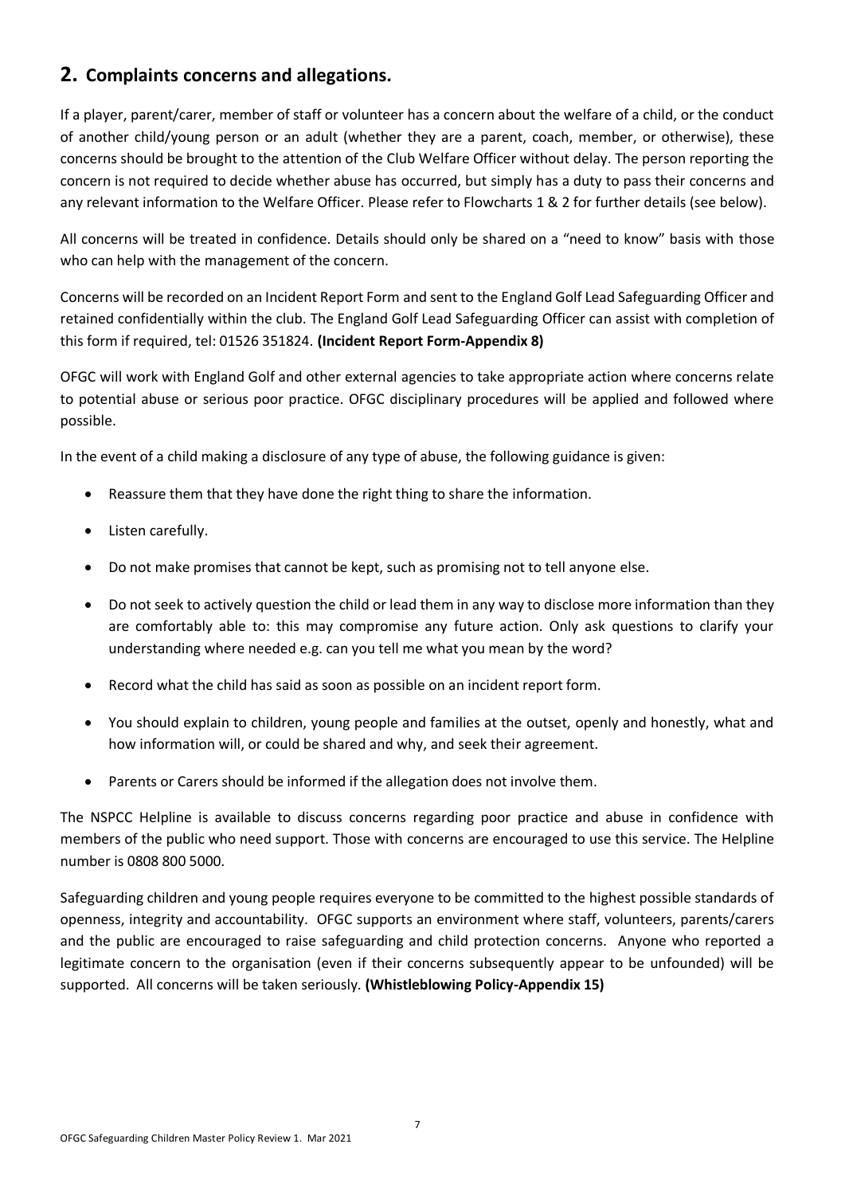## 2. Complaints concerns and allegations.

If a player, parent/carer, member of staff or volunteer has a concern about the welfare of a child, or the conduct of another child/young person or an adult (whether they are a parent, coach, member, or otherwise), these concerns should be brought to the attention of the Club Welfare Officer without delay. The person reporting the concern is not required to decide whether abuse has occurred, but simply has a duty to pass their concerns and any relevant information to the Welfare Officer. Please refer to Flowcharts 1 & 2 for further details (see below).

All concerns will be treated in confidence. Details should only be shared on a "need to know" basis with those who can help with the management of the concern.

Concerns will be recorded on an Incident Report Form and sent to the England Golf Lead Safeguarding Officer and retained confidentially within the club. The England Golf Lead Safeguarding Officer can assist with completion of this form if required, tel: 01526 351824. **(Incident Report Form-Appendix 8)**

OFGC will work with England Golf and other external agencies to take appropriate action where concerns relate to potential abuse or serious poor practice. OFGC disciplinary procedures will be applied and followed where possible.

In the event of a child making a disclosure of any type of abuse, the following guidance is given:

- Reassure them that they have done the right thing to share the information.
- Listen carefully.
- Do not make promises that cannot be kept, such as promising not to tell anyone else.
- Do not seek to actively question the child or lead them in any way to disclose more information than they are comfortably able to: this may compromise any future action. Only ask questions to clarify your understanding where needed e.g. can you tell me what you mean by the word?
- Record what the child has said as soon as possible on an incident report form.
- You should explain to children, young people and families at the outset, openly and honestly, what and how information will, or could be shared and why, and seek their agreement.
- Parents or Carers should be informed if the allegation does not involve them.

The NSPCC Helpline is available to discuss concerns regarding poor practice and abuse in confidence with members of the public who need support. Those with concerns are encouraged to use this service. The Helpline number is 0808 800 5000.

Safeguarding children and young people requires everyone to be committed to the highest possible standards of openness, integrity and accountability. OFGC supports an environment where staff, volunteers, parents/carers and the public are encouraged to raise safeguarding and child protection concerns. Anyone who reported a legitimate concern to the organisation (even if their concerns subsequently appear to be unfounded) will be supported. All concerns will be taken seriously. **(Whistleblowing Policy-Appendix 15)**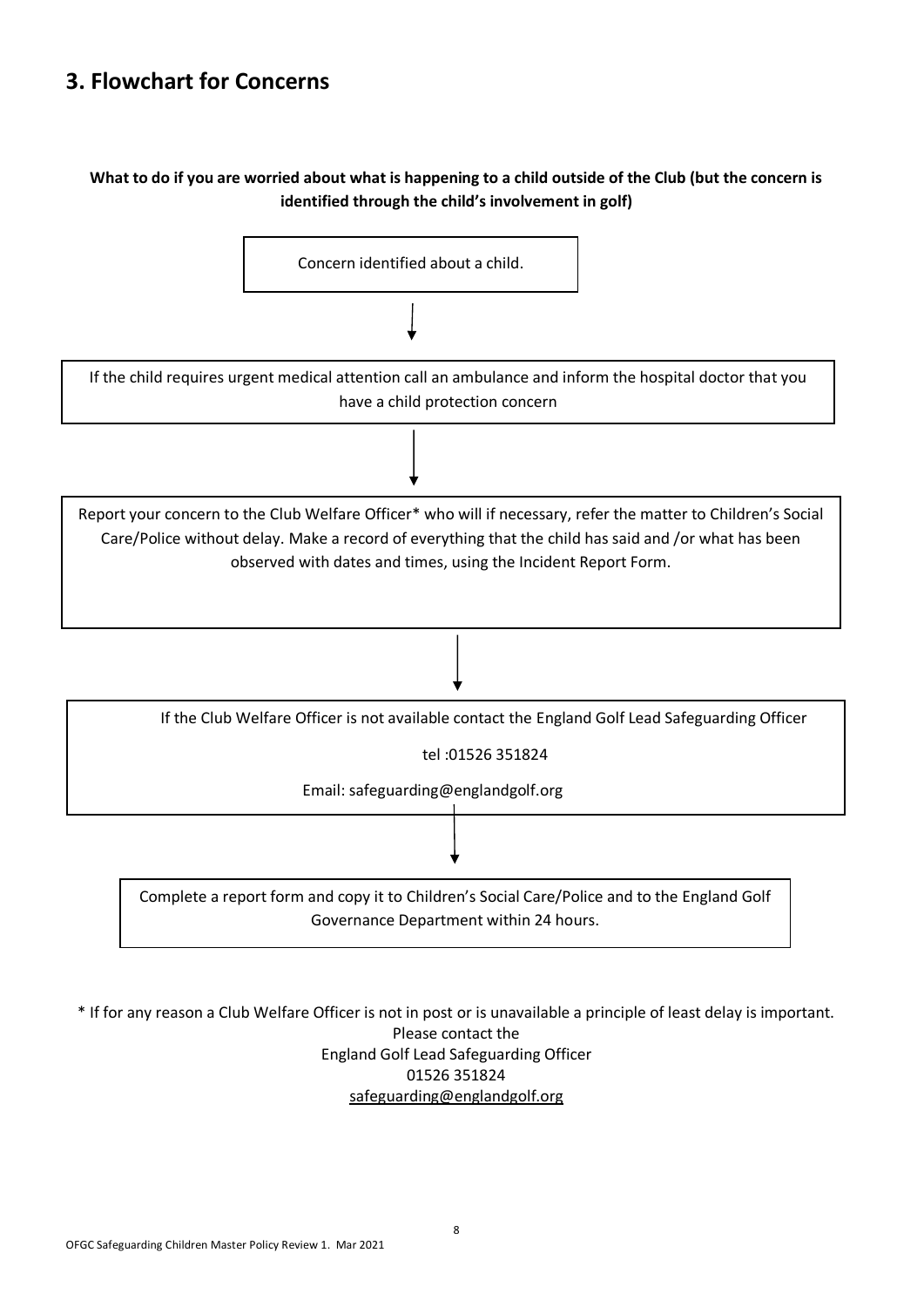## 3. Flowchart for Concerns

**What to do if you are worried about what is happening to a child outside of the Club (but the concern is identified through the child's involvement in golf)**

Concern identified about a child.

↓

If the child requires urgent medical attention call an ambulance and inform the hospital doctor that you have a child protection concern

↓

Report your concern to the Club Welfare Officer* who will if necessary, refer the matter to Children's Social Care/Police without delay. Make a record of everything that the child has said and /or what has been observed with dates and times, using the Incident Report Form.

↓

If the Club Welfare Officer is not available contact the England Golf Lead Safeguarding Officer

tel :01526 351824

Email: safeguarding@englandgolf.org

↓

Complete a report form and copy it to Children's Social Care/Police and to the England Golf Governance Department within 24 hours.

* If for any reason a Club Welfare Officer is not in post or is unavailable a principle of least delay is important.
Please contact the
England Golf Lead Safeguarding Officer
01526 351824
safeguarding@englandgolf.org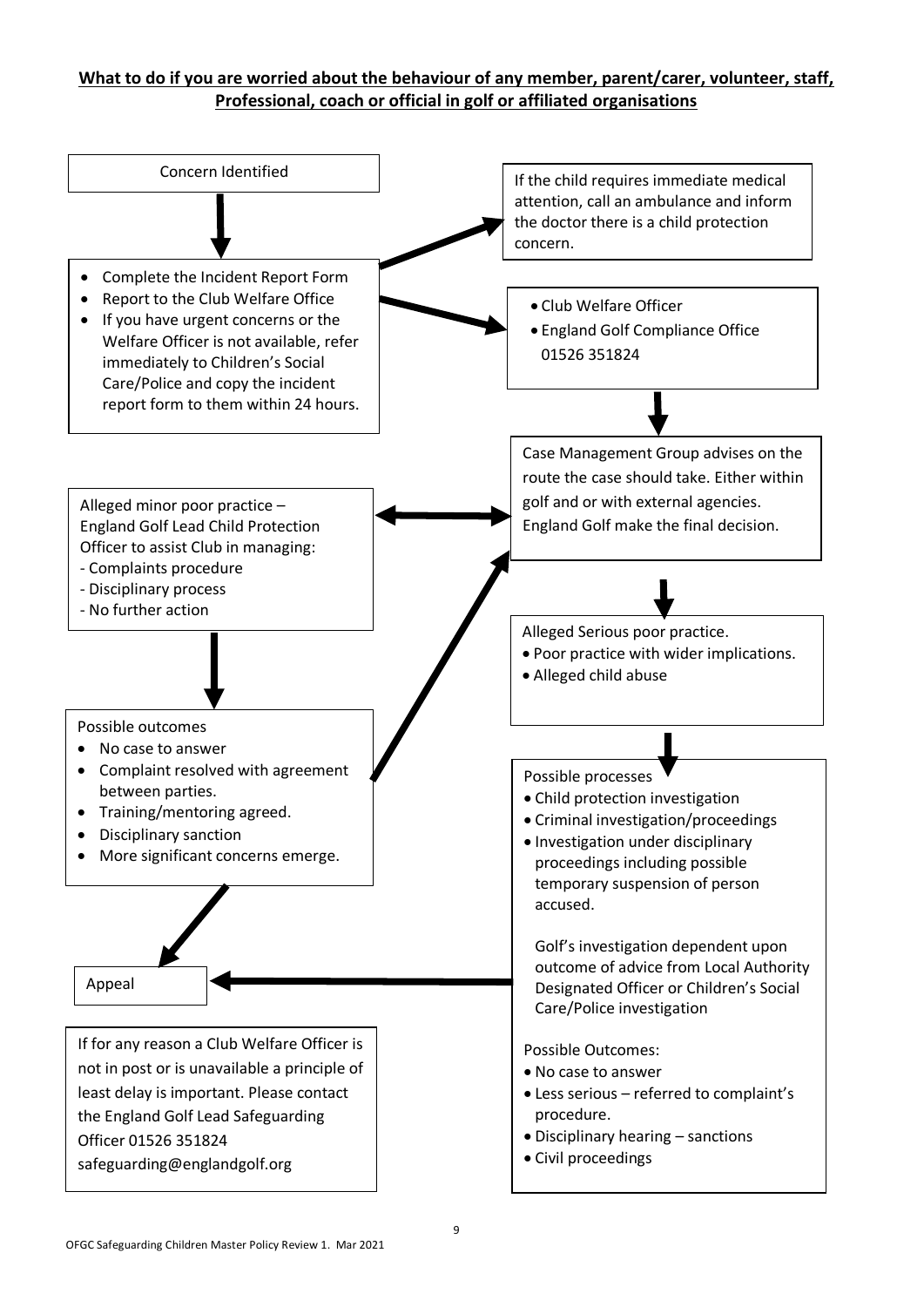**What to do if you are worried about the behaviour of any member, parent/carer, volunteer, staff, Professional, coach or official in golf or affiliated organisations**

Concern Identified

- Complete the Incident Report Form
- Report to the Club Welfare Office
- If you have urgent concerns or the Welfare Officer is not available, refer immediately to Children's Social Care/Police and copy the incident report form to them within 24 hours.

If the child requires immediate medical attention, call an ambulance and inform the doctor there is a child protection concern.

- Club Welfare Officer
- England Golf Compliance Office 01526 351824

Case Management Group advises on the route the case should take. Either within golf and or with external agencies. England Golf make the final decision.

Alleged minor poor practice – England Golf Lead Child Protection Officer to assist Club in managing:
- Complaints procedure
- Disciplinary process
- No further action

Possible outcomes
- No case to answer
- Complaint resolved with agreement between parties.
- Training/mentoring agreed.
- Disciplinary sanction
- More significant concerns emerge.

Alleged Serious poor practice.
- Poor practice with wider implications.
- Alleged child abuse

Possible processes
- Child protection investigation
- Criminal investigation/proceedings
- Investigation under disciplinary proceedings including possible temporary suspension of person accused.

Golf's investigation dependent upon outcome of advice from Local Authority Designated Officer or Children's Social Care/Police investigation

Possible Outcomes:
- No case to answer
- Less serious – referred to complaint's procedure.
- Disciplinary hearing – sanctions
- Civil proceedings

Appeal

If for any reason a Club Welfare Officer is not in post or is unavailable a principle of least delay is important. Please contact the England Golf Lead Safeguarding Officer 01526 351824 safeguarding@englandgolf.org

OFGC Safeguarding Children Master Policy Review 1. Mar 2021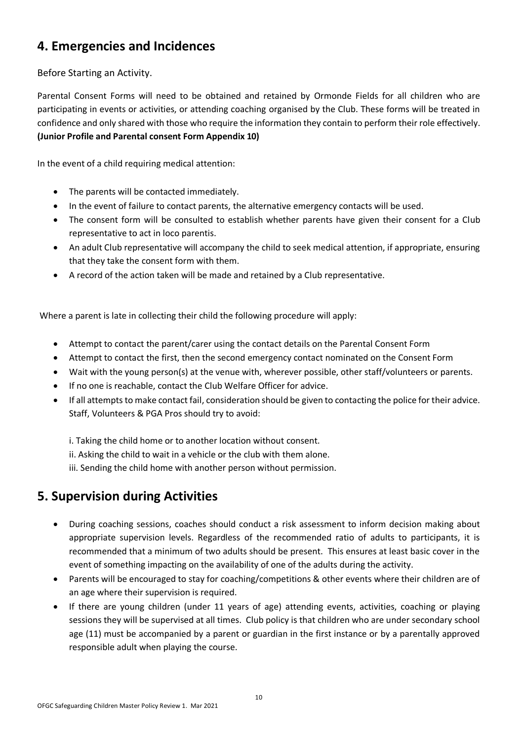## 4. Emergencies and Incidences

Before Starting an Activity.

Parental Consent Forms will need to be obtained and retained by Ormonde Fields for all children who are participating in events or activities, or attending coaching organised by the Club. These forms will be treated in confidence and only shared with those who require the information they contain to perform their role effectively. **(Junior Profile and Parental consent Form Appendix 10)**

In the event of a child requiring medical attention:

- The parents will be contacted immediately.
- In the event of failure to contact parents, the alternative emergency contacts will be used.
- The consent form will be consulted to establish whether parents have given their consent for a Club representative to act in loco parentis.
- An adult Club representative will accompany the child to seek medical attention, if appropriate, ensuring that they take the consent form with them.
- A record of the action taken will be made and retained by a Club representative.

Where a parent is late in collecting their child the following procedure will apply:

- Attempt to contact the parent/carer using the contact details on the Parental Consent Form
- Attempt to contact the first, then the second emergency contact nominated on the Consent Form
- Wait with the young person(s) at the venue with, wherever possible, other staff/volunteers or parents.
- If no one is reachable, contact the Club Welfare Officer for advice.
- If all attempts to make contact fail, consideration should be given to contacting the police for their advice. Staff, Volunteers & PGA Pros should try to avoid:

  i. Taking the child home or to another location without consent.
  ii. Asking the child to wait in a vehicle or the club with them alone.
  iii. Sending the child home with another person without permission.

## 5. Supervision during Activities

- During coaching sessions, coaches should conduct a risk assessment to inform decision making about appropriate supervision levels. Regardless of the recommended ratio of adults to participants, it is recommended that a minimum of two adults should be present. This ensures at least basic cover in the event of something impacting on the availability of one of the adults during the activity.
- Parents will be encouraged to stay for coaching/competitions & other events where their children are of an age where their supervision is required.
- If there are young children (under 11 years of age) attending events, activities, coaching or playing sessions they will be supervised at all times. Club policy is that children who are under secondary school age (11) must be accompanied by a parent or guardian in the first instance or by a parentally approved responsible adult when playing the course.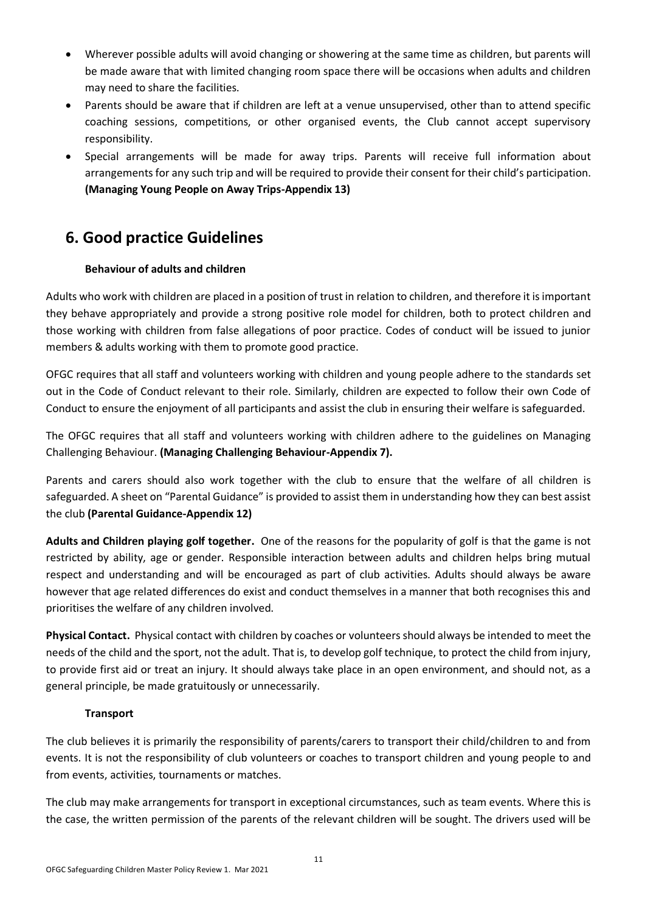- Wherever possible adults will avoid changing or showering at the same time as children, but parents will be made aware that with limited changing room space there will be occasions when adults and children may need to share the facilities.
- Parents should be aware that if children are left at a venue unsupervised, other than to attend specific coaching sessions, competitions, or other organised events, the Club cannot accept supervisory responsibility.
- Special arrangements will be made for away trips. Parents will receive full information about arrangements for any such trip and will be required to provide their consent for their child's participation. **(Managing Young People on Away Trips-Appendix 13)**

# 6. Good practice Guidelines

### Behaviour of adults and children

Adults who work with children are placed in a position of trust in relation to children, and therefore it is important they behave appropriately and provide a strong positive role model for children, both to protect children and those working with children from false allegations of poor practice. Codes of conduct will be issued to junior members & adults working with them to promote good practice.

OFGC requires that all staff and volunteers working with children and young people adhere to the standards set out in the Code of Conduct relevant to their role. Similarly, children are expected to follow their own Code of Conduct to ensure the enjoyment of all participants and assist the club in ensuring their welfare is safeguarded.

The OFGC requires that all staff and volunteers working with children adhere to the guidelines on Managing Challenging Behaviour. **(Managing Challenging Behaviour-Appendix 7).**

Parents and carers should also work together with the club to ensure that the welfare of all children is safeguarded. A sheet on "Parental Guidance" is provided to assist them in understanding how they can best assist the club **(Parental Guidance-Appendix 12)**

**Adults and Children playing golf together.** One of the reasons for the popularity of golf is that the game is not restricted by ability, age or gender. Responsible interaction between adults and children helps bring mutual respect and understanding and will be encouraged as part of club activities. Adults should always be aware however that age related differences do exist and conduct themselves in a manner that both recognises this and prioritises the welfare of any children involved.

**Physical Contact.** Physical contact with children by coaches or volunteers should always be intended to meet the needs of the child and the sport, not the adult. That is, to develop golf technique, to protect the child from injury, to provide first aid or treat an injury. It should always take place in an open environment, and should not, as a general principle, be made gratuitously or unnecessarily.

### Transport

The club believes it is primarily the responsibility of parents/carers to transport their child/children to and from events. It is not the responsibility of club volunteers or coaches to transport children and young people to and from events, activities, tournaments or matches.

The club may make arrangements for transport in exceptional circumstances, such as team events. Where this is the case, the written permission of the parents of the relevant children will be sought. The drivers used will be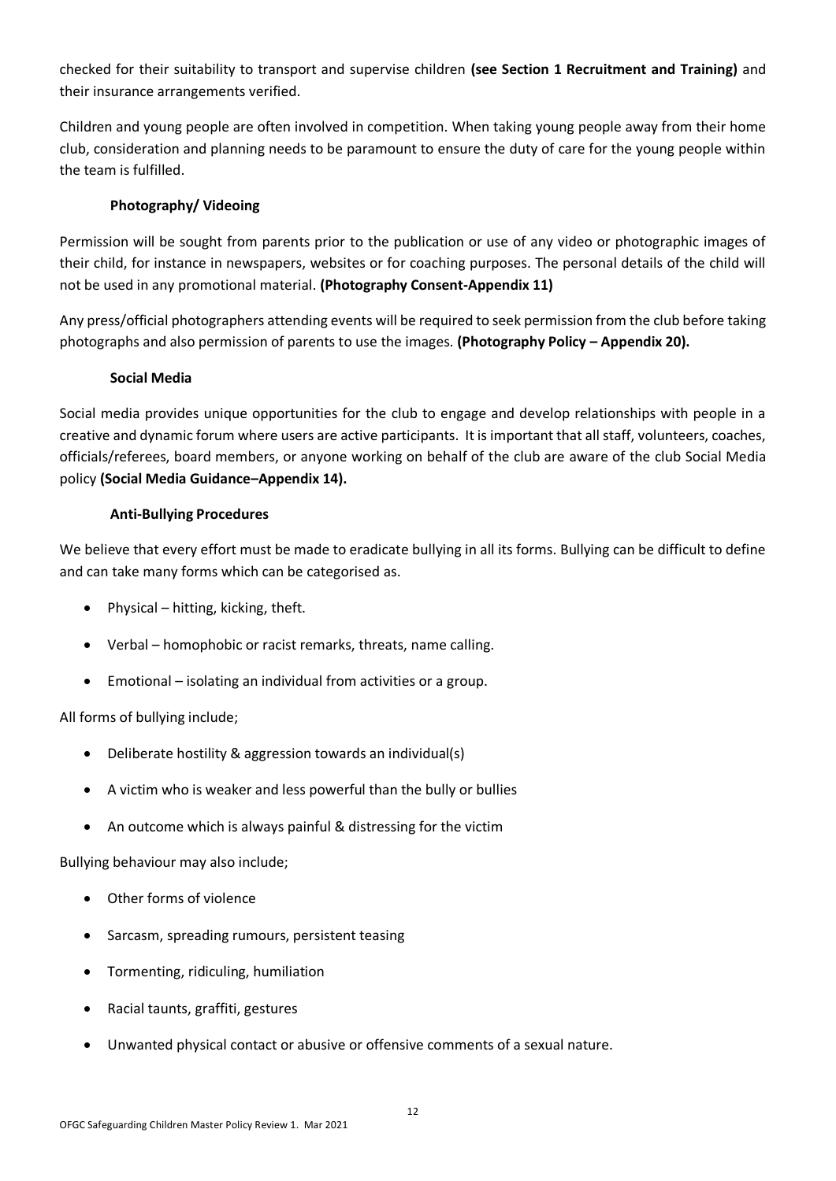checked for their suitability to transport and supervise children **(see Section 1 Recruitment and Training)** and their insurance arrangements verified.

Children and young people are often involved in competition. When taking young people away from their home club, consideration and planning needs to be paramount to ensure the duty of care for the young people within the team is fulfilled.

### Photography/ Videoing

Permission will be sought from parents prior to the publication or use of any video or photographic images of their child, for instance in newspapers, websites or for coaching purposes. The personal details of the child will not be used in any promotional material. **(Photography Consent-Appendix 11)**

Any press/official photographers attending events will be required to seek permission from the club before taking photographs and also permission of parents to use the images. **(Photography Policy – Appendix 20).**

### Social Media

Social media provides unique opportunities for the club to engage and develop relationships with people in a creative and dynamic forum where users are active participants. It is important that all staff, volunteers, coaches, officials/referees, board members, or anyone working on behalf of the club are aware of the club Social Media policy **(Social Media Guidance–Appendix 14).**

### Anti-Bullying Procedures

We believe that every effort must be made to eradicate bullying in all its forms. Bullying can be difficult to define and can take many forms which can be categorised as.

- Physical – hitting, kicking, theft.
- Verbal – homophobic or racist remarks, threats, name calling.
- Emotional – isolating an individual from activities or a group.

All forms of bullying include;

- Deliberate hostility & aggression towards an individual(s)
- A victim who is weaker and less powerful than the bully or bullies
- An outcome which is always painful & distressing for the victim

Bullying behaviour may also include;

- Other forms of violence
- Sarcasm, spreading rumours, persistent teasing
- Tormenting, ridiculing, humiliation
- Racial taunts, graffiti, gestures
- Unwanted physical contact or abusive or offensive comments of a sexual nature.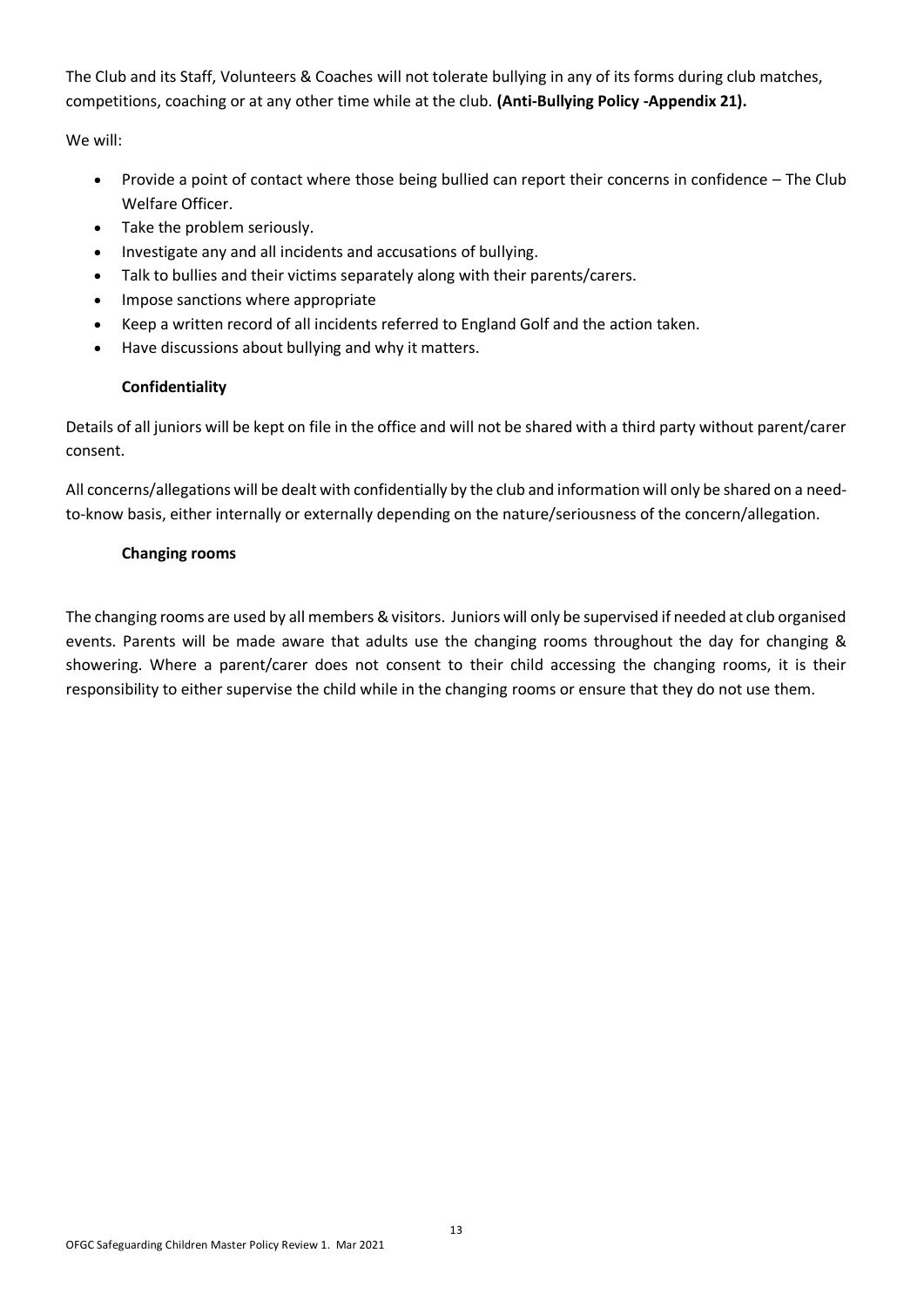The Club and its Staff, Volunteers & Coaches will not tolerate bullying in any of its forms during club matches, competitions, coaching or at any other time while at the club. **(Anti-Bullying Policy -Appendix 21).**

We will:

- Provide a point of contact where those being bullied can report their concerns in confidence – The Club Welfare Officer.
- Take the problem seriously.
- Investigate any and all incidents and accusations of bullying.
- Talk to bullies and their victims separately along with their parents/carers.
- Impose sanctions where appropriate
- Keep a written record of all incidents referred to England Golf and the action taken.
- Have discussions about bullying and why it matters.

### Confidentiality

Details of all juniors will be kept on file in the office and will not be shared with a third party without parent/carer consent.

All concerns/allegations will be dealt with confidentially by the club and information will only be shared on a need-to-know basis, either internally or externally depending on the nature/seriousness of the concern/allegation.

### Changing rooms

The changing rooms are used by all members & visitors. Juniors will only be supervised if needed at club organised events. Parents will be made aware that adults use the changing rooms throughout the day for changing & showering. Where a parent/carer does not consent to their child accessing the changing rooms, it is their responsibility to either supervise the child while in the changing rooms or ensure that they do not use them.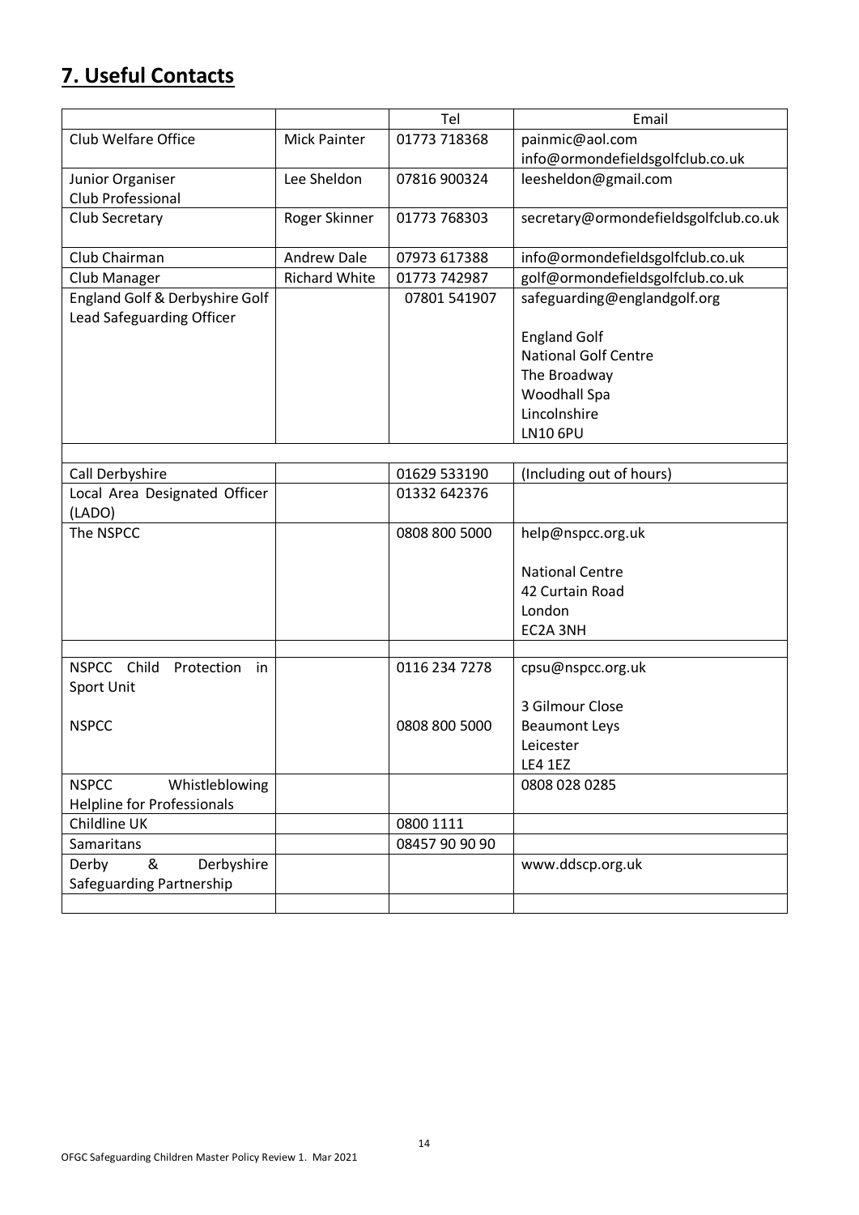## 7. Useful Contacts

| | | Tel | Email |
|---|---|---|---|
| Club Welfare Office | Mick Painter | 01773 718368 | painmic@aol.com<br>info@ormondefieldsgolfclub.co.uk |
| Junior Organiser<br>Club Professional | Lee Sheldon | 07816 900324 | leesheldon@gmail.com |
| Club Secretary | Roger Skinner | 01773 768303 | secretary@ormondefieldsgolfclub.co.uk |
| Club Chairman | Andrew Dale | 07973 617388 | info@ormondefieldsgolfclub.co.uk |
| Club Manager | Richard White | 01773 742987 | golf@ormondefieldsgolfclub.co.uk |
| England Golf & Derbyshire Golf Lead Safeguarding Officer | | 07801 541907 | safeguarding@englandgolf.org<br><br>England Golf<br>National Golf Centre<br>The Broadway<br>Woodhall Spa<br>Lincolnshire<br>LN10 6PU |
| | | | |
| Call Derbyshire | | 01629 533190 | (Including out of hours) |
| Local Area Designated Officer (LADO) | | 01332 642376 | |
| The NSPCC | | 0808 800 5000 | help@nspcc.org.uk<br><br>National Centre<br>42 Curtain Road<br>London<br>EC2A 3NH |
| | | | |
| NSPCC Child Protection in Sport Unit<br><br>NSPCC | | 0116 234 7278<br><br><br>0808 800 5000 | cpsu@nspcc.org.uk<br><br>3 Gilmour Close<br>Beaumont Leys<br>Leicester<br>LE4 1EZ |
| NSPCC Whistleblowing Helpline for Professionals | | | 0808 028 0285 |
| Childline UK | | 0800 1111 | |
| Samaritans | | 08457 90 90 90 | |
| Derby & Derbyshire Safeguarding Partnership | | | www.ddscp.org.uk |
| | | | |

OFGC Safeguarding Children Master Policy Review 1. Mar 2021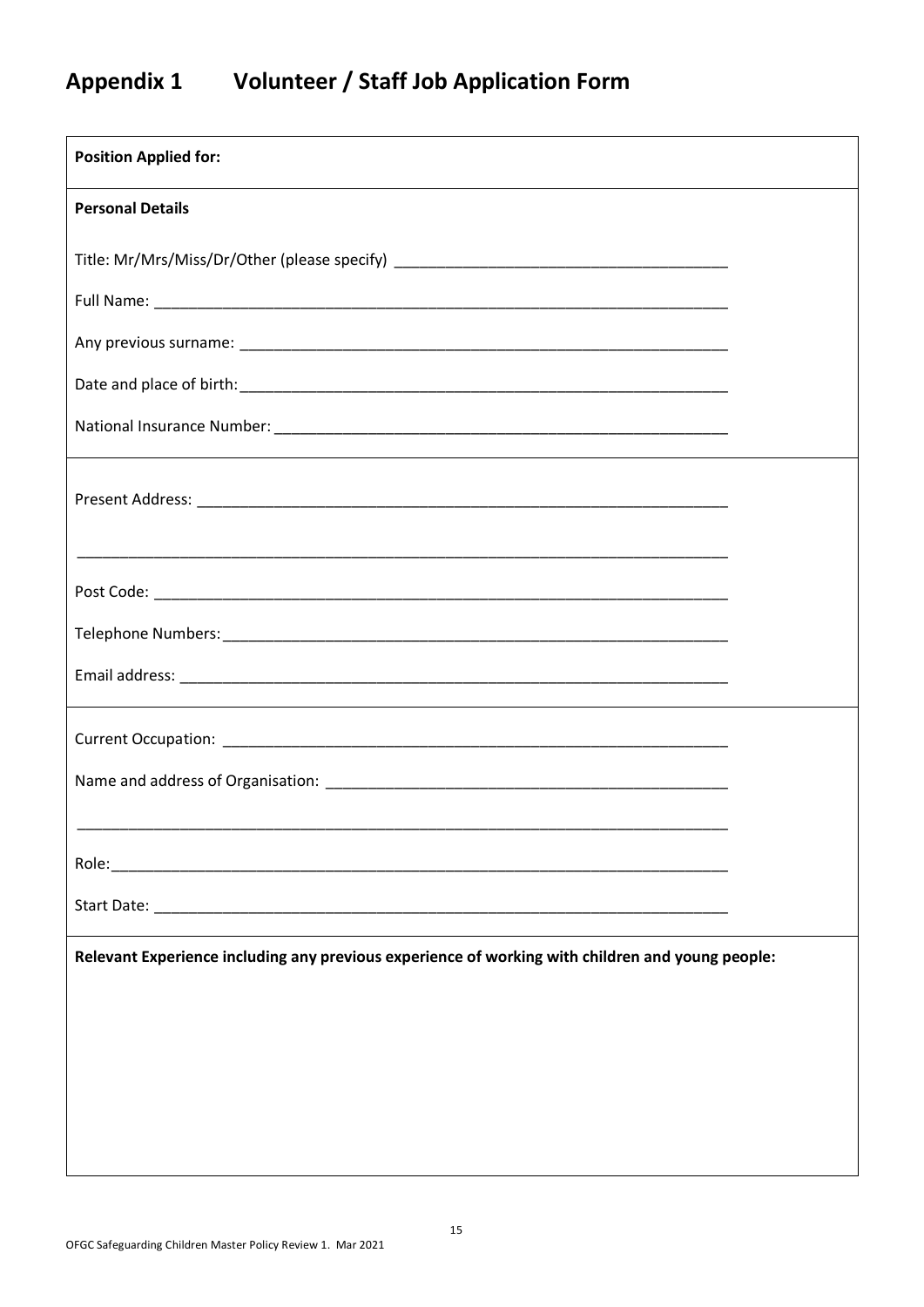# Appendix 1 Volunteer / Staff Job Application Form

**Position Applied for:**

**Personal Details**

Title: Mr/Mrs/Miss/Dr/Other (please specify) _______________________________________

Full Name: _______________________________________________________________________

Any previous surname: _____________________________________________________________

Date and place of birth: _____________________________________________________________

National Insurance Number: __________________________________________________________

Present Address: _________________________________________________________________

_________________________________________________________________________________

Post Code: _______________________________________________________________________

Telephone Numbers: _______________________________________________________________

Email address: ____________________________________________________________________

Current Occupation: _______________________________________________________________

Name and address of Organisation: ___________________________________________________

_________________________________________________________________________________

Role: ____________________________________________________________________________

Start Date: _______________________________________________________________________

**Relevant Experience including any previous experience of working with children and young people:**

OFGC Safeguarding Children Master Policy Review 1. Mar 2021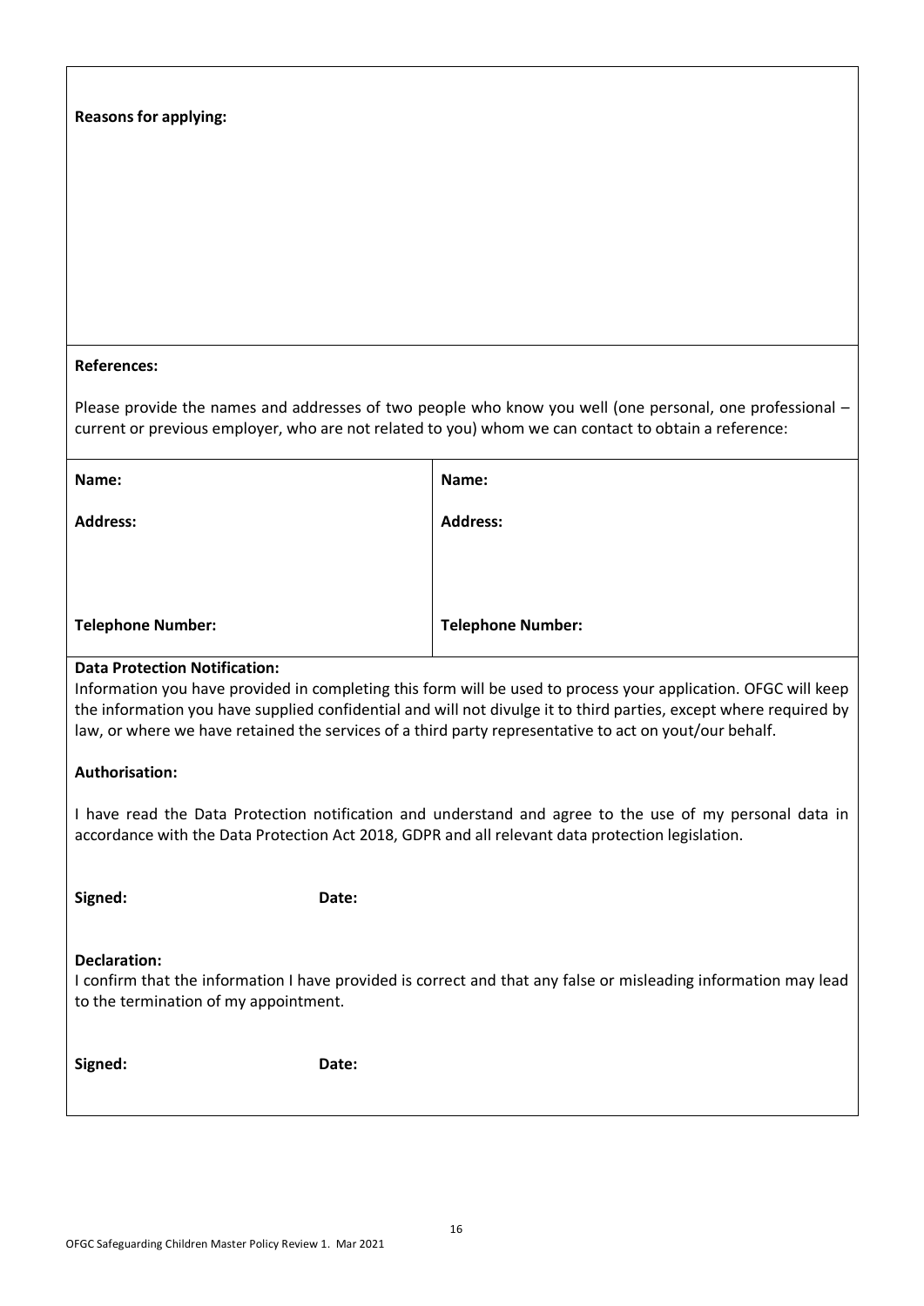**Reasons for applying:**

**References:**

Please provide the names and addresses of two people who know you well (one personal, one professional – current or previous employer, who are not related to you) whom we can contact to obtain a reference:

| | |
|---|---|
| **Name:** | **Name:** |
| **Address:** | **Address:** |
| **Telephone Number:** | **Telephone Number:** |

**Data Protection Notification:**

Information you have provided in completing this form will be used to process your application. OFGC will keep the information you have supplied confidential and will not divulge it to third parties, except where required by law, or where we have retained the services of a third party representative to act on yout/our behalf.

**Authorisation:**

I have read the Data Protection notification and understand and agree to the use of my personal data in accordance with the Data Protection Act 2018, GDPR and all relevant data protection legislation.

**Signed:** **Date:**

**Declaration:**

I confirm that the information I have provided is correct and that any false or misleading information may lead to the termination of my appointment.

**Signed:** **Date:**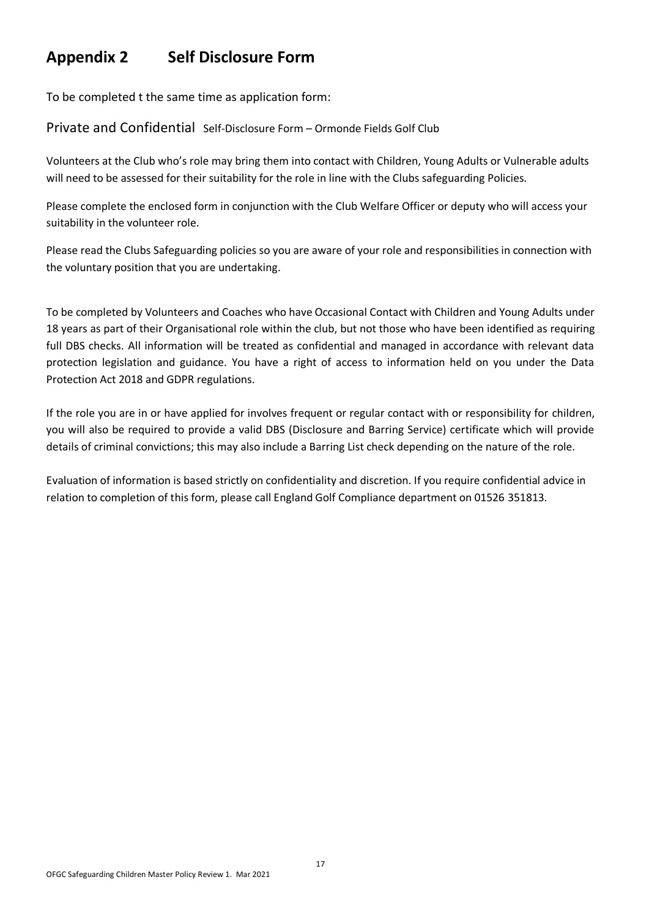# Appendix 2 Self Disclosure Form

To be completed t the same time as application form:

Private and Confidential Self-Disclosure Form – Ormonde Fields Golf Club

Volunteers at the Club who's role may bring them into contact with Children, Young Adults or Vulnerable adults will need to be assessed for their suitability for the role in line with the Clubs safeguarding Policies.

Please complete the enclosed form in conjunction with the Club Welfare Officer or deputy who will access your suitability in the volunteer role.

Please read the Clubs Safeguarding policies so you are aware of your role and responsibilities in connection with the voluntary position that you are undertaking.

To be completed by Volunteers and Coaches who have Occasional Contact with Children and Young Adults under 18 years as part of their Organisational role within the club, but not those who have been identified as requiring full DBS checks. All information will be treated as confidential and managed in accordance with relevant data protection legislation and guidance. You have a right of access to information held on you under the Data Protection Act 2018 and GDPR regulations.

If the role you are in or have applied for involves frequent or regular contact with or responsibility for children, you will also be required to provide a valid DBS (Disclosure and Barring Service) certificate which will provide details of criminal convictions; this may also include a Barring List check depending on the nature of the role.

Evaluation of information is based strictly on confidentiality and discretion. If you require confidential advice in relation to completion of this form, please call England Golf Compliance department on 01526 351813.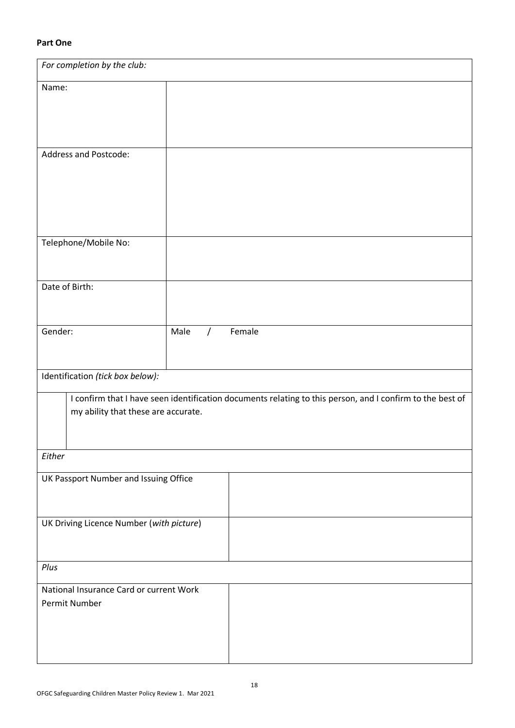**Part One**

| *For completion by the club:* | |
|---|---|
| Name: | |
| Address and Postcode: | |
| Telephone/Mobile No: | |
| Date of Birth: | |
| Gender: | Male / Female |
| Identification *(tick box below):* | |
| ☐ | I confirm that I have seen identification documents relating to this person, and I confirm to the best of my ability that these are accurate. |
| *Either* | |
| UK Passport Number and Issuing Office | |
| UK Driving Licence Number (*with picture*) | |
| *Plus* | |
| National Insurance Card or current Work Permit Number | |

OFGC Safeguarding Children Master Policy Review 1. Mar 2021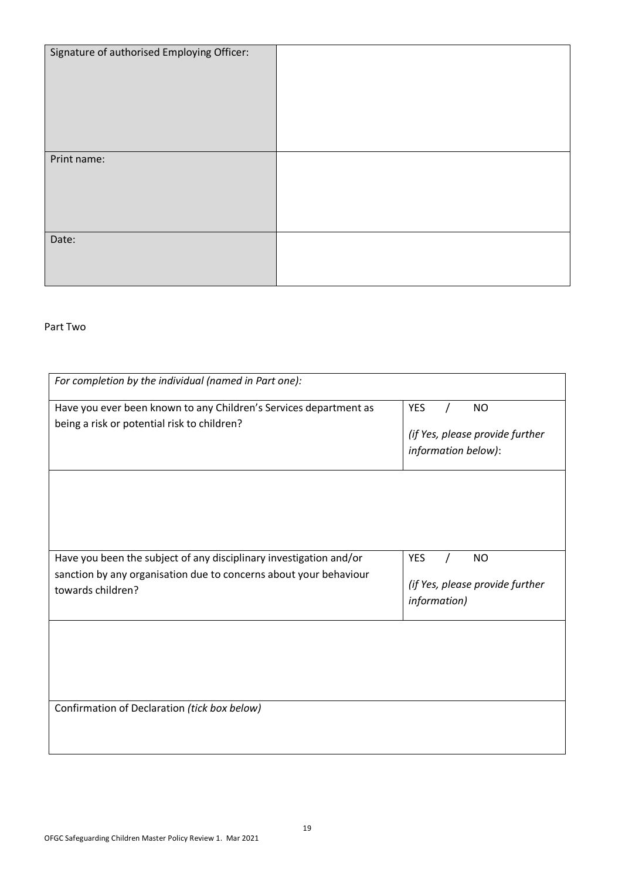| Signature of authorised Employing Officer: | |
|---|---|
| Print name: | |
| Date: | |

Part Two

| *For completion by the individual (named in Part one):* | |
|---|---|
| Have you ever been known to any Children's Services department as being a risk or potential risk to children? | YES / NO<br>*(if Yes, please provide further information below)*: |
| | |
| Have you been the subject of any disciplinary investigation and/or sanction by any organisation due to concerns about your behaviour towards children? | YES / NO<br>*(if Yes, please provide further information)* |
| | |
| Confirmation of Declaration *(tick box below)* | |

OFGC Safeguarding Children Master Policy Review 1. Mar 2021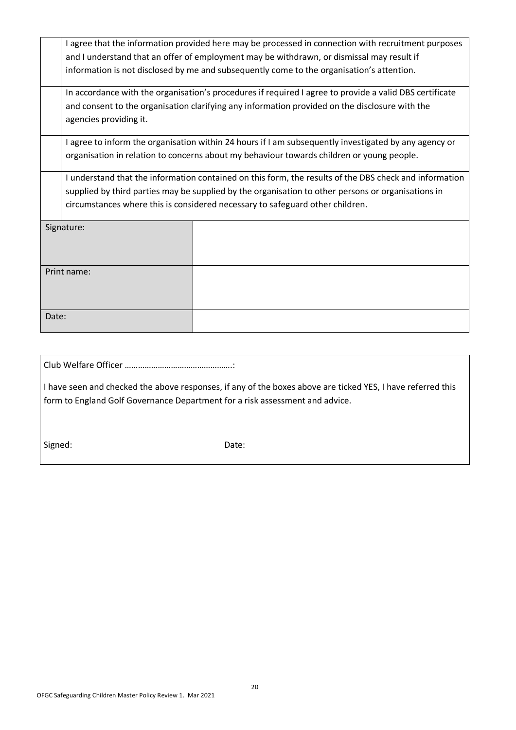| | |
|---|---|
| | I agree that the information provided here may be processed in connection with recruitment purposes and I understand that an offer of employment may be withdrawn, or dismissal may result if information is not disclosed by me and subsequently come to the organisation's attention. |
| | In accordance with the organisation's procedures if required I agree to provide a valid DBS certificate and consent to the organisation clarifying any information provided on the disclosure with the agencies providing it. |
| | I agree to inform the organisation within 24 hours if I am subsequently investigated by any agency or organisation in relation to concerns about my behaviour towards children or young people. |
| | I understand that the information contained on this form, the results of the DBS check and information supplied by third parties may be supplied by the organisation to other persons or organisations in circumstances where this is considered necessary to safeguard other children. |

| | |
|---|---|
| Signature: | |
| Print name: | |
| Date: | |

Club Welfare Officer ………………………………………….:

I have seen and checked the above responses, if any of the boxes above are ticked YES, I have referred this form to England Golf Governance Department for a risk assessment and advice.

Signed: Date:

OFGC Safeguarding Children Master Policy Review 1. Mar 2021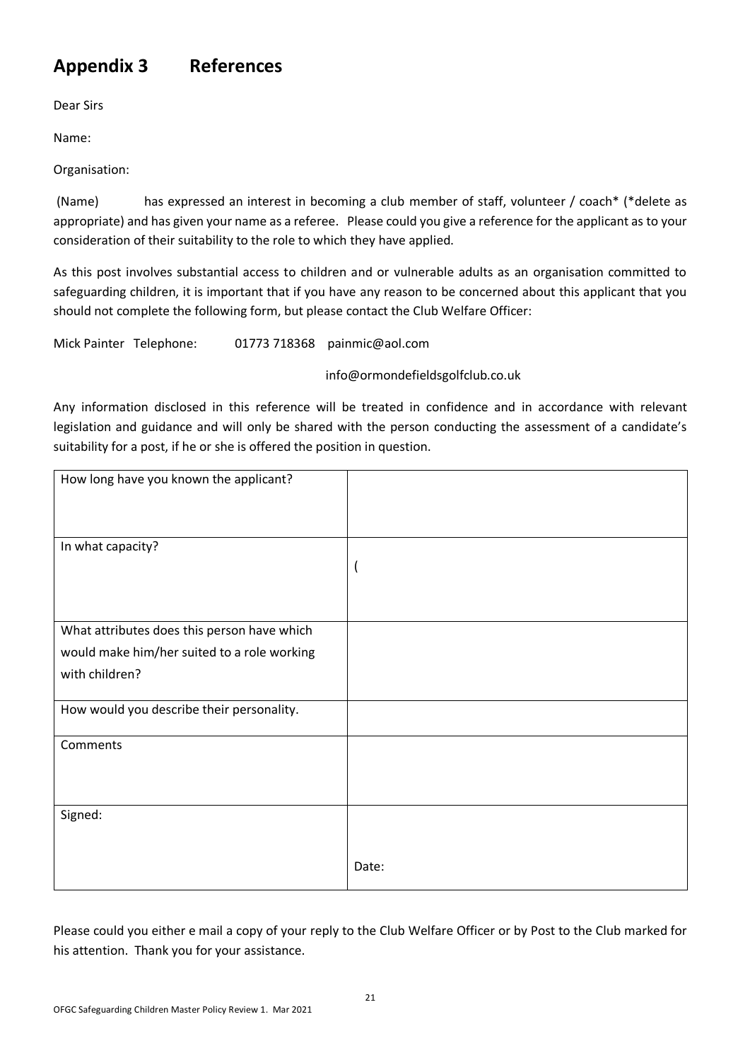# Appendix 3 References

Dear Sirs

Name:

Organisation:

(Name) has expressed an interest in becoming a club member of staff, volunteer / coach* (*delete as appropriate) and has given your name as a referee. Please could you give a reference for the applicant as to your consideration of their suitability to the role to which they have applied.

As this post involves substantial access to children and or vulnerable adults as an organisation committed to safeguarding children, it is important that if you have any reason to be concerned about this applicant that you should not complete the following form, but please contact the Club Welfare Officer:

Mick Painter Telephone: 01773 718368 painmic@aol.com

info@ormondefieldsgolfclub.co.uk

Any information disclosed in this reference will be treated in confidence and in accordance with relevant legislation and guidance and will only be shared with the person conducting the assessment of a candidate's suitability for a post, if he or she is offered the position in question.

| | |
|---|---|
| How long have you known the applicant? | |
| In what capacity? | ( |
| What attributes does this person have which would make him/her suited to a role working with children? | |
| How would you describe their personality. | |
| Comments | |
| Signed: | Date: |

Please could you either e mail a copy of your reply to the Club Welfare Officer or by Post to the Club marked for his attention. Thank you for your assistance.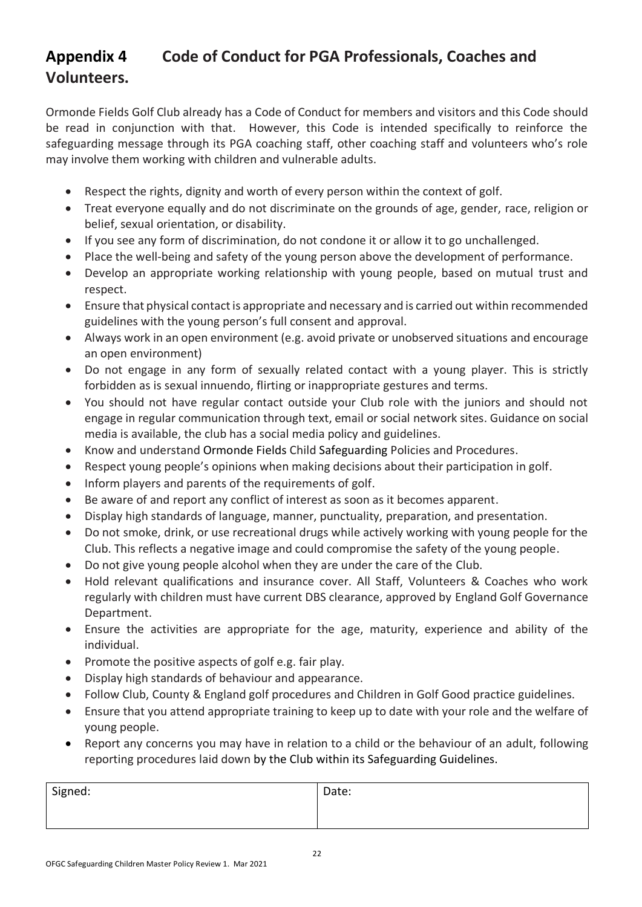# Appendix 4 Code of Conduct for PGA Professionals, Coaches and Volunteers.

Ormonde Fields Golf Club already has a Code of Conduct for members and visitors and this Code should be read in conjunction with that. However, this Code is intended specifically to reinforce the safeguarding message through its PGA coaching staff, other coaching staff and volunteers who's role may involve them working with children and vulnerable adults.

- Respect the rights, dignity and worth of every person within the context of golf.
- Treat everyone equally and do not discriminate on the grounds of age, gender, race, religion or belief, sexual orientation, or disability.
- If you see any form of discrimination, do not condone it or allow it to go unchallenged.
- Place the well-being and safety of the young person above the development of performance.
- Develop an appropriate working relationship with young people, based on mutual trust and respect.
- Ensure that physical contact is appropriate and necessary and is carried out within recommended guidelines with the young person's full consent and approval.
- Always work in an open environment (e.g. avoid private or unobserved situations and encourage an open environment)
- Do not engage in any form of sexually related contact with a young player. This is strictly forbidden as is sexual innuendo, flirting or inappropriate gestures and terms.
- You should not have regular contact outside your Club role with the juniors and should not engage in regular communication through text, email or social network sites. Guidance on social media is available, the club has a social media policy and guidelines.
- Know and understand Ormonde Fields Child Safeguarding Policies and Procedures.
- Respect young people's opinions when making decisions about their participation in golf.
- Inform players and parents of the requirements of golf.
- Be aware of and report any conflict of interest as soon as it becomes apparent.
- Display high standards of language, manner, punctuality, preparation, and presentation.
- Do not smoke, drink, or use recreational drugs while actively working with young people for the Club. This reflects a negative image and could compromise the safety of the young people.
- Do not give young people alcohol when they are under the care of the Club.
- Hold relevant qualifications and insurance cover. All Staff, Volunteers & Coaches who work regularly with children must have current DBS clearance, approved by England Golf Governance Department.
- Ensure the activities are appropriate for the age, maturity, experience and ability of the individual.
- Promote the positive aspects of golf e.g. fair play.
- Display high standards of behaviour and appearance.
- Follow Club, County & England golf procedures and Children in Golf Good practice guidelines.
- Ensure that you attend appropriate training to keep up to date with your role and the welfare of young people.
- Report any concerns you may have in relation to a child or the behaviour of an adult, following reporting procedures laid down by the Club within its Safeguarding Guidelines.

| Signed: | Date: |
|---|---|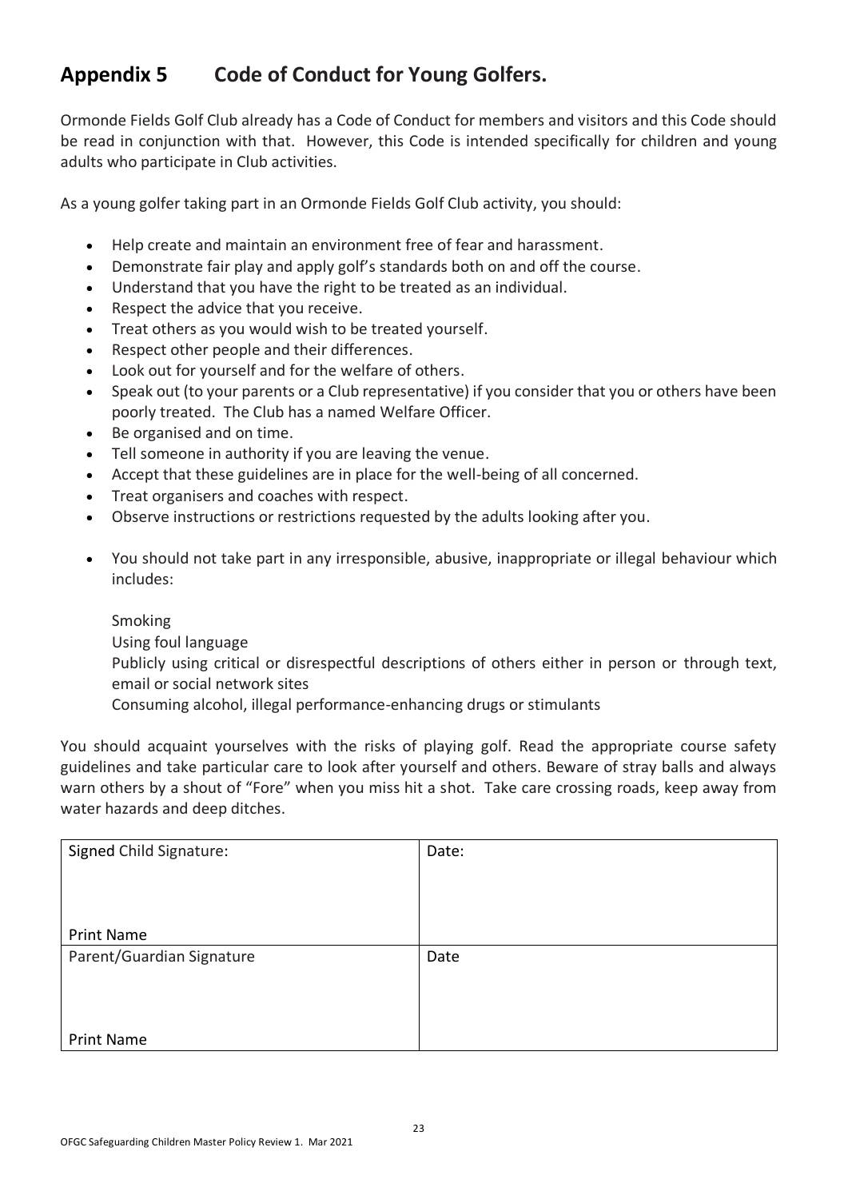## Appendix 5 Code of Conduct for Young Golfers.

Ormonde Fields Golf Club already has a Code of Conduct for members and visitors and this Code should be read in conjunction with that. However, this Code is intended specifically for children and young adults who participate in Club activities.

As a young golfer taking part in an Ormonde Fields Golf Club activity, you should:

- Help create and maintain an environment free of fear and harassment.
- Demonstrate fair play and apply golf's standards both on and off the course.
- Understand that you have the right to be treated as an individual.
- Respect the advice that you receive.
- Treat others as you would wish to be treated yourself.
- Respect other people and their differences.
- Look out for yourself and for the welfare of others.
- Speak out (to your parents or a Club representative) if you consider that you or others have been poorly treated. The Club has a named Welfare Officer.
- Be organised and on time.
- Tell someone in authority if you are leaving the venue.
- Accept that these guidelines are in place for the well-being of all concerned.
- Treat organisers and coaches with respect.
- Observe instructions or restrictions requested by the adults looking after you.

- You should not take part in any irresponsible, abusive, inappropriate or illegal behaviour which includes:

  Smoking
  Using foul language
  Publicly using critical or disrespectful descriptions of others either in person or through text, email or social network sites
  Consuming alcohol, illegal performance-enhancing drugs or stimulants

You should acquaint yourselves with the risks of playing golf. Read the appropriate course safety guidelines and take particular care to look after yourself and others. Beware of stray balls and always warn others by a shout of "Fore" when you miss hit a shot. Take care crossing roads, keep away from water hazards and deep ditches.

| Signed Child Signature:<br><br><br>Print Name | Date: |
|---|---|
| Parent/Guardian Signature<br><br><br>Print Name | Date |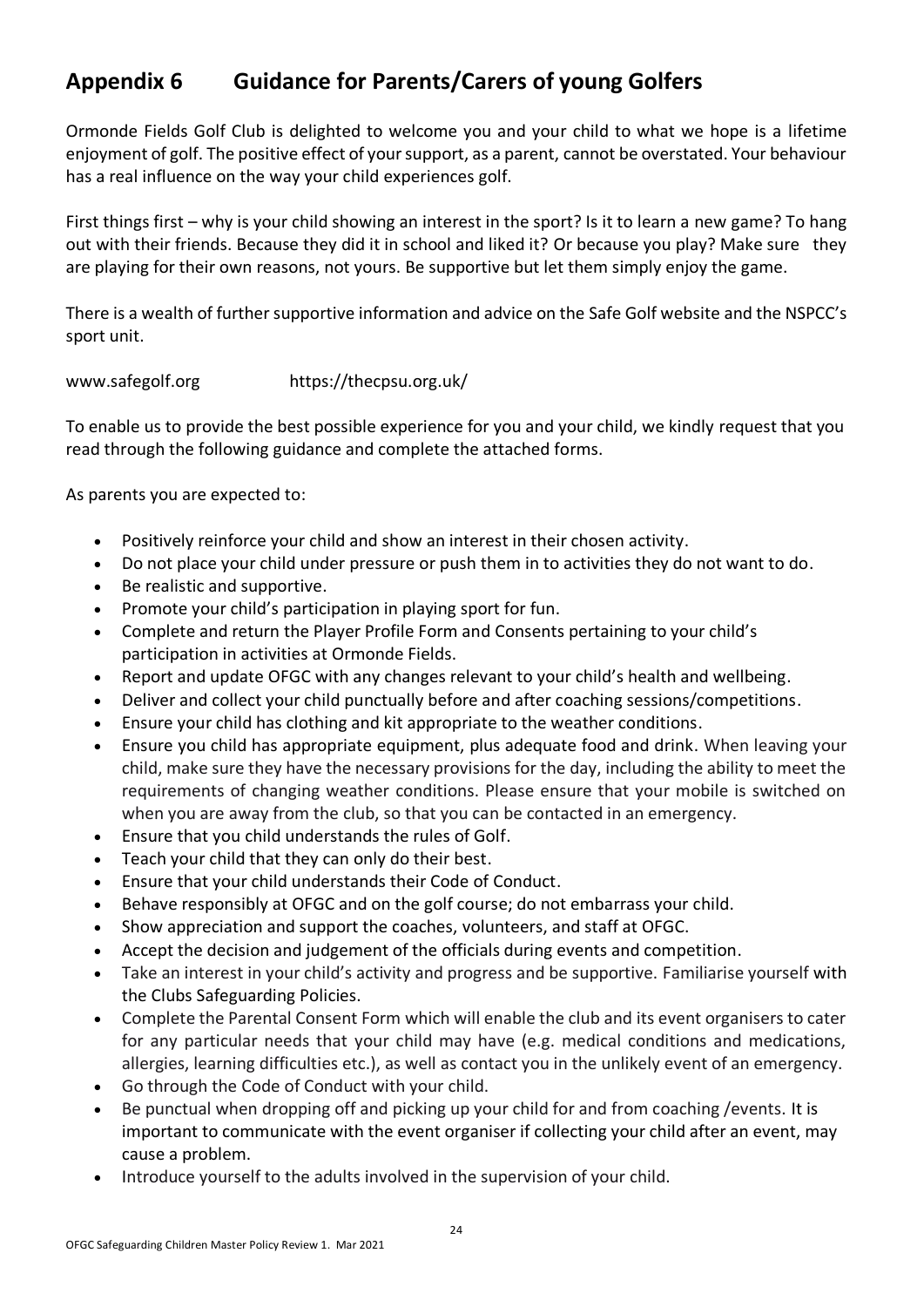# Appendix 6 Guidance for Parents/Carers of young Golfers

Ormonde Fields Golf Club is delighted to welcome you and your child to what we hope is a lifetime enjoyment of golf. The positive effect of your support, as a parent, cannot be overstated. Your behaviour has a real influence on the way your child experiences golf.

First things first – why is your child showing an interest in the sport? Is it to learn a new game? To hang out with their friends. Because they did it in school and liked it? Or because you play? Make sure they are playing for their own reasons, not yours. Be supportive but let them simply enjoy the game.

There is a wealth of further supportive information and advice on the Safe Golf website and the NSPCC's sport unit.

www.safegolf.org https://thecpsu.org.uk/

To enable us to provide the best possible experience for you and your child, we kindly request that you read through the following guidance and complete the attached forms.

As parents you are expected to:

- Positively reinforce your child and show an interest in their chosen activity.
- Do not place your child under pressure or push them in to activities they do not want to do.
- Be realistic and supportive.
- Promote your child's participation in playing sport for fun.
- Complete and return the Player Profile Form and Consents pertaining to your child's participation in activities at Ormonde Fields.
- Report and update OFGC with any changes relevant to your child's health and wellbeing.
- Deliver and collect your child punctually before and after coaching sessions/competitions.
- Ensure your child has clothing and kit appropriate to the weather conditions.
- Ensure you child has appropriate equipment, plus adequate food and drink. When leaving your child, make sure they have the necessary provisions for the day, including the ability to meet the requirements of changing weather conditions. Please ensure that your mobile is switched on when you are away from the club, so that you can be contacted in an emergency.
- Ensure that you child understands the rules of Golf.
- Teach your child that they can only do their best.
- Ensure that your child understands their Code of Conduct.
- Behave responsibly at OFGC and on the golf course; do not embarrass your child.
- Show appreciation and support the coaches, volunteers, and staff at OFGC.
- Accept the decision and judgement of the officials during events and competition.
- Take an interest in your child's activity and progress and be supportive. Familiarise yourself with the Clubs Safeguarding Policies.
- Complete the Parental Consent Form which will enable the club and its event organisers to cater for any particular needs that your child may have (e.g. medical conditions and medications, allergies, learning difficulties etc.), as well as contact you in the unlikely event of an emergency.
- Go through the Code of Conduct with your child.
- Be punctual when dropping off and picking up your child for and from coaching /events. It is important to communicate with the event organiser if collecting your child after an event, may cause a problem.
- Introduce yourself to the adults involved in the supervision of your child.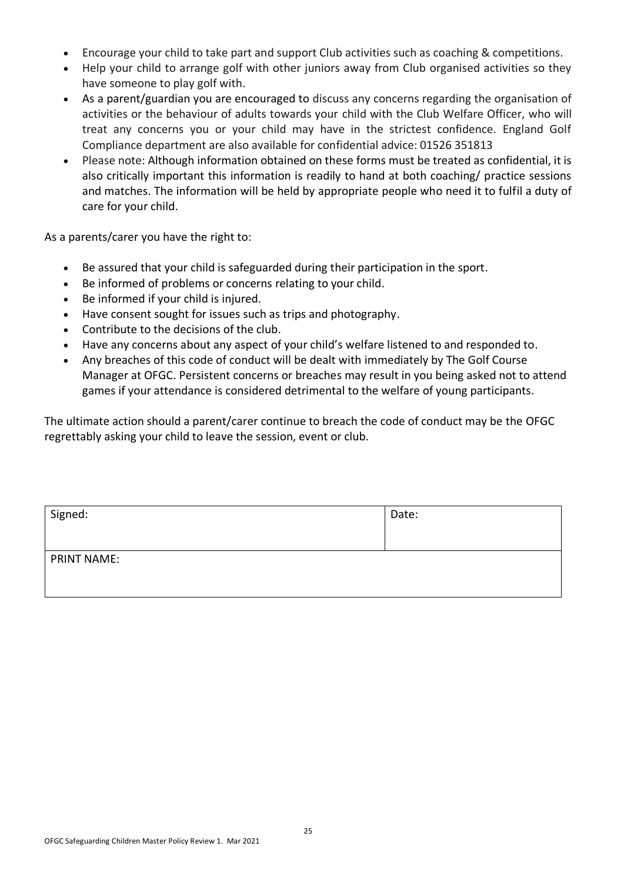- Encourage your child to take part and support Club activities such as coaching & competitions.
- Help your child to arrange golf with other juniors away from Club organised activities so they have someone to play golf with.
- As a parent/guardian you are encouraged to discuss any concerns regarding the organisation of activities or the behaviour of adults towards your child with the Club Welfare Officer, who will treat any concerns you or your child may have in the strictest confidence. England Golf Compliance department are also available for confidential advice: 01526 351813
- Please note: Although information obtained on these forms must be treated as confidential, it is also critically important this information is readily to hand at both coaching/ practice sessions and matches. The information will be held by appropriate people who need it to fulfil a duty of care for your child.

As a parents/carer you have the right to:

- Be assured that your child is safeguarded during their participation in the sport.
- Be informed of problems or concerns relating to your child.
- Be informed if your child is injured.
- Have consent sought for issues such as trips and photography.
- Contribute to the decisions of the club.
- Have any concerns about any aspect of your child's welfare listened to and responded to.
- Any breaches of this code of conduct will be dealt with immediately by The Golf Course Manager at OFGC. Persistent concerns or breaches may result in you being asked not to attend games if your attendance is considered detrimental to the welfare of young participants.

The ultimate action should a parent/carer continue to breach the code of conduct may be the OFGC regrettably asking your child to leave the session, event or club.

| Signed: | Date: |
|---|---|
| PRINT NAME: | |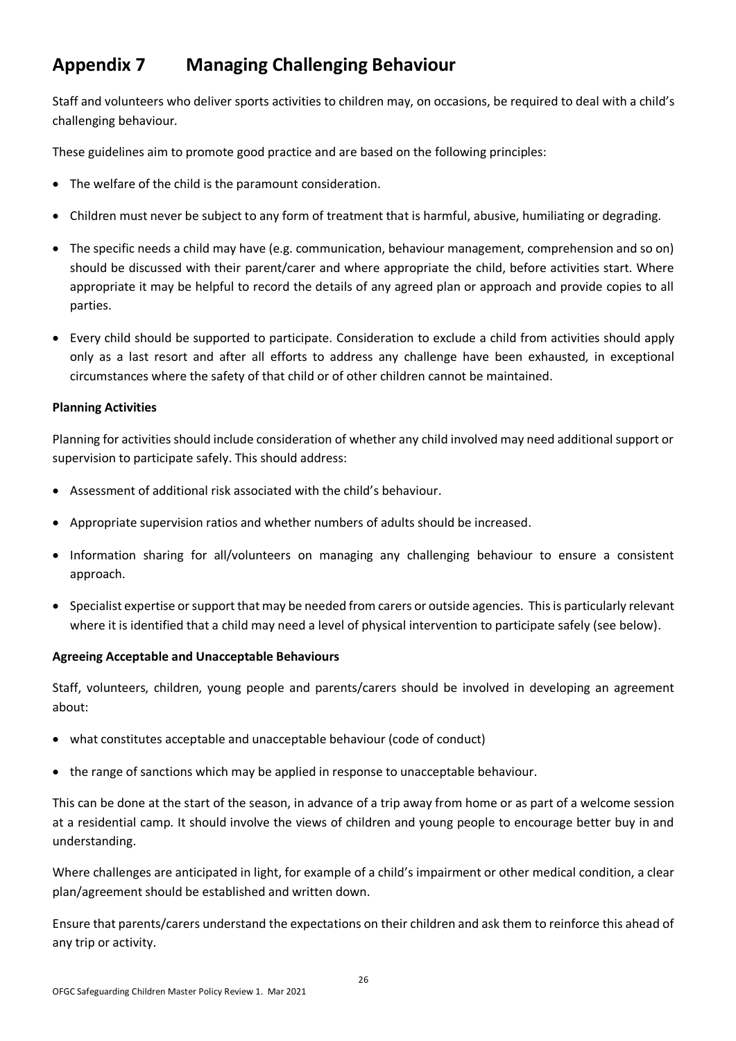# Appendix 7 Managing Challenging Behaviour

Staff and volunteers who deliver sports activities to children may, on occasions, be required to deal with a child's challenging behaviour.

These guidelines aim to promote good practice and are based on the following principles:

- The welfare of the child is the paramount consideration.
- Children must never be subject to any form of treatment that is harmful, abusive, humiliating or degrading.
- The specific needs a child may have (e.g. communication, behaviour management, comprehension and so on) should be discussed with their parent/carer and where appropriate the child, before activities start. Where appropriate it may be helpful to record the details of any agreed plan or approach and provide copies to all parties.
- Every child should be supported to participate. Consideration to exclude a child from activities should apply only as a last resort and after all efforts to address any challenge have been exhausted, in exceptional circumstances where the safety of that child or of other children cannot be maintained.

**Planning Activities**

Planning for activities should include consideration of whether any child involved may need additional support or supervision to participate safely. This should address:

- Assessment of additional risk associated with the child's behaviour.
- Appropriate supervision ratios and whether numbers of adults should be increased.
- Information sharing for all/volunteers on managing any challenging behaviour to ensure a consistent approach.
- Specialist expertise or support that may be needed from carers or outside agencies. This is particularly relevant where it is identified that a child may need a level of physical intervention to participate safely (see below).

**Agreeing Acceptable and Unacceptable Behaviours**

Staff, volunteers, children, young people and parents/carers should be involved in developing an agreement about:

- what constitutes acceptable and unacceptable behaviour (code of conduct)
- the range of sanctions which may be applied in response to unacceptable behaviour.

This can be done at the start of the season, in advance of a trip away from home or as part of a welcome session at a residential camp. It should involve the views of children and young people to encourage better buy in and understanding.

Where challenges are anticipated in light, for example of a child's impairment or other medical condition, a clear plan/agreement should be established and written down.

Ensure that parents/carers understand the expectations on their children and ask them to reinforce this ahead of any trip or activity.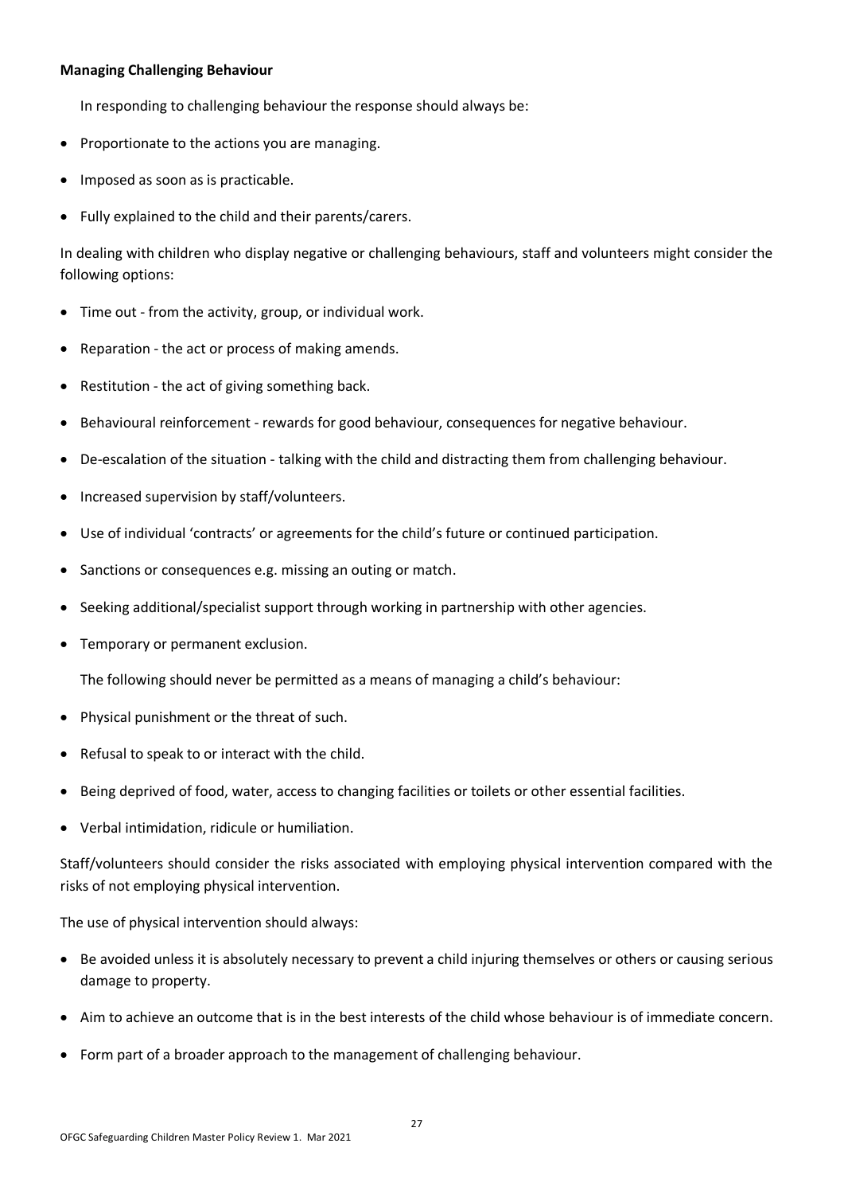**Managing Challenging Behaviour**

In responding to challenging behaviour the response should always be:

- Proportionate to the actions you are managing.
- Imposed as soon as is practicable.
- Fully explained to the child and their parents/carers.

In dealing with children who display negative or challenging behaviours, staff and volunteers might consider the following options:

- Time out - from the activity, group, or individual work.
- Reparation - the act or process of making amends.
- Restitution - the act of giving something back.
- Behavioural reinforcement - rewards for good behaviour, consequences for negative behaviour.
- De-escalation of the situation - talking with the child and distracting them from challenging behaviour.
- Increased supervision by staff/volunteers.
- Use of individual 'contracts' or agreements for the child's future or continued participation.
- Sanctions or consequences e.g. missing an outing or match.
- Seeking additional/specialist support through working in partnership with other agencies.
- Temporary or permanent exclusion.

The following should never be permitted as a means of managing a child's behaviour:

- Physical punishment or the threat of such.
- Refusal to speak to or interact with the child.
- Being deprived of food, water, access to changing facilities or toilets or other essential facilities.
- Verbal intimidation, ridicule or humiliation.

Staff/volunteers should consider the risks associated with employing physical intervention compared with the risks of not employing physical intervention.

The use of physical intervention should always:

- Be avoided unless it is absolutely necessary to prevent a child injuring themselves or others or causing serious damage to property.
- Aim to achieve an outcome that is in the best interests of the child whose behaviour is of immediate concern.
- Form part of a broader approach to the management of challenging behaviour.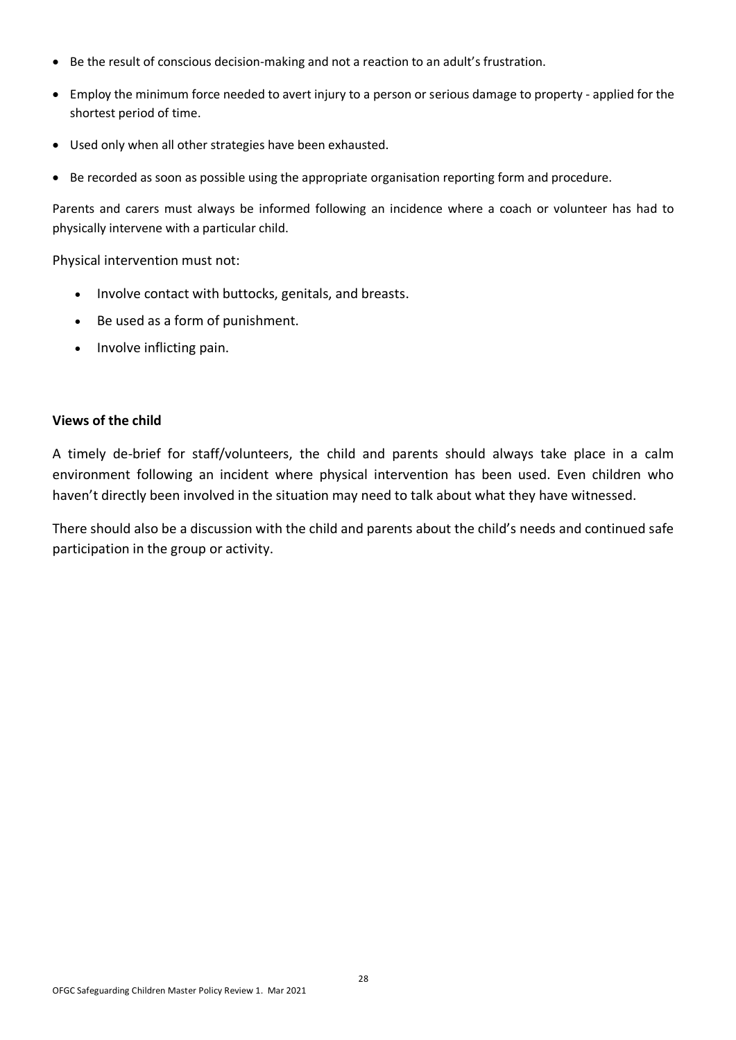- Be the result of conscious decision-making and not a reaction to an adult's frustration.
- Employ the minimum force needed to avert injury to a person or serious damage to property - applied for the shortest period of time.
- Used only when all other strategies have been exhausted.
- Be recorded as soon as possible using the appropriate organisation reporting form and procedure.

Parents and carers must always be informed following an incidence where a coach or volunteer has had to physically intervene with a particular child.

Physical intervention must not:

- Involve contact with buttocks, genitals, and breasts.
- Be used as a form of punishment.
- Involve inflicting pain.

**Views of the child**

A timely de-brief for staff/volunteers, the child and parents should always take place in a calm environment following an incident where physical intervention has been used. Even children who haven't directly been involved in the situation may need to talk about what they have witnessed.

There should also be a discussion with the child and parents about the child's needs and continued safe participation in the group or activity.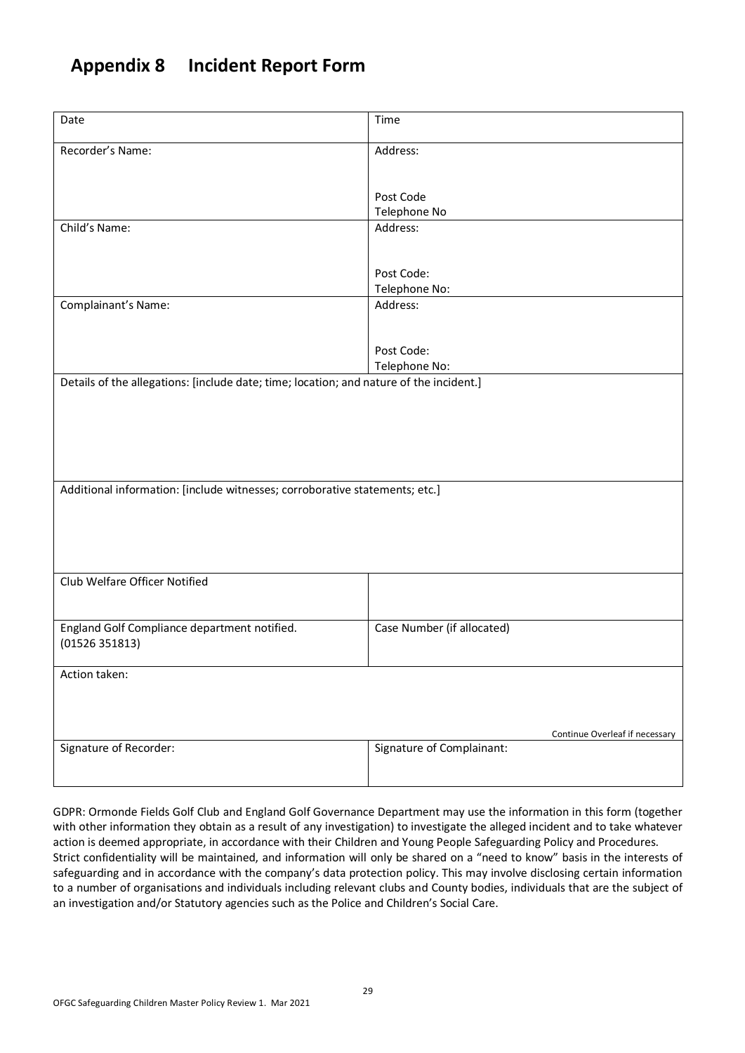# Appendix 8 Incident Report Form

| Date | Time |
|---|---|
| Recorder's Name: | Address:<br><br>Post Code<br>Telephone No |
| Child's Name: | Address:<br><br>Post Code:<br>Telephone No: |
| Complainant's Name: | Address:<br><br>Post Code:<br>Telephone No: |
| Details of the allegations: [include date; time; location; and nature of the incident.] | |
| Additional information: [include witnesses; corroborative statements; etc.] | |
| Club Welfare Officer Notified | |
| England Golf Compliance department notified.<br>(01526 351813) | Case Number (if allocated) |
| Action taken:<br><br>Continue Overleaf if necessary | |
| Signature of Recorder: | Signature of Complainant: |

GDPR: Ormonde Fields Golf Club and England Golf Governance Department may use the information in this form (together with other information they obtain as a result of any investigation) to investigate the alleged incident and to take whatever action is deemed appropriate, in accordance with their Children and Young People Safeguarding Policy and Procedures. Strict confidentiality will be maintained, and information will only be shared on a "need to know" basis in the interests of safeguarding and in accordance with the company's data protection policy. This may involve disclosing certain information to a number of organisations and individuals including relevant clubs and County bodies, individuals that are the subject of an investigation and/or Statutory agencies such as the Police and Children's Social Care.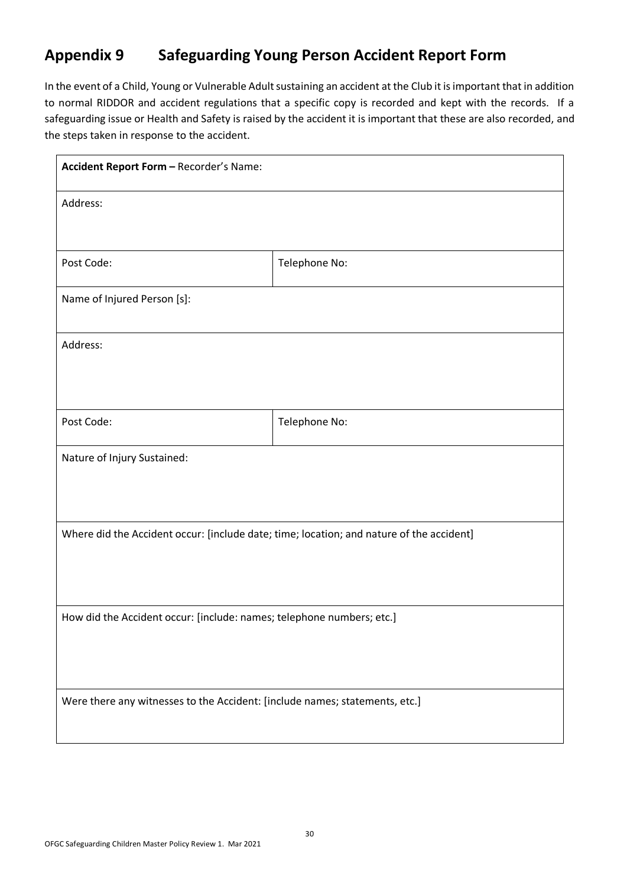# Appendix 9 Safeguarding Young Person Accident Report Form

In the event of a Child, Young or Vulnerable Adult sustaining an accident at the Club it is important that in addition to normal RIDDOR and accident regulations that a specific copy is recorded and kept with the records. If a safeguarding issue or Health and Safety is raised by the accident it is important that these are also recorded, and the steps taken in response to the accident.

| **Accident Report Form –** Recorder's Name: | |
|---|---|
| Address: | |
| Post Code: | Telephone No: |
| Name of Injured Person [s]: | |
| Address: | |
| Post Code: | Telephone No: |
| Nature of Injury Sustained: | |
| Where did the Accident occur: [include date; time; location; and nature of the accident] | |
| How did the Accident occur: [include: names; telephone numbers; etc.] | |
| Were there any witnesses to the Accident: [include names; statements, etc.] | |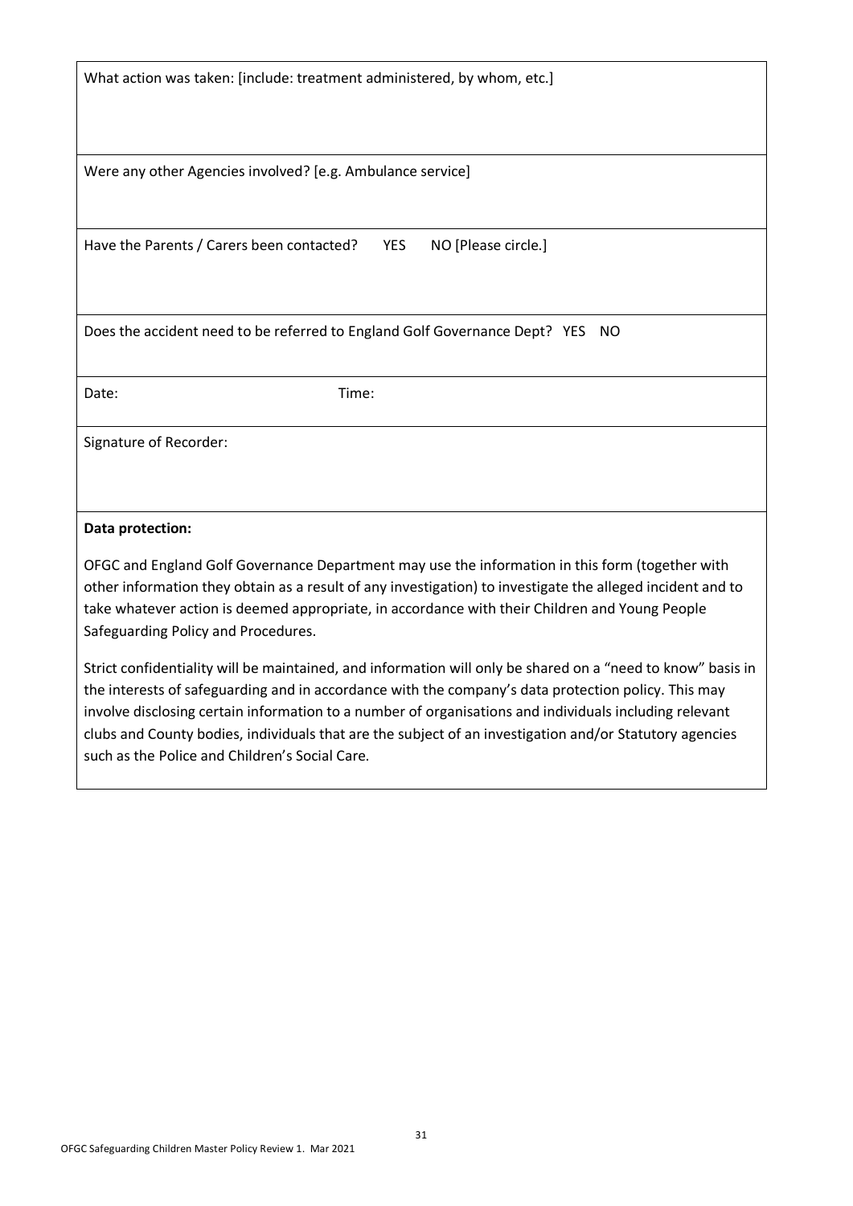What action was taken: [include: treatment administered, by whom, etc.]

Were any other Agencies involved? [e.g. Ambulance service]

Have the Parents / Carers been contacted? YES NO [Please circle.]

Does the accident need to be referred to England Golf Governance Dept? YES NO

Date: Time:

Signature of Recorder:

**Data protection:**

OFGC and England Golf Governance Department may use the information in this form (together with other information they obtain as a result of any investigation) to investigate the alleged incident and to take whatever action is deemed appropriate, in accordance with their Children and Young People Safeguarding Policy and Procedures.

Strict confidentiality will be maintained, and information will only be shared on a "need to know" basis in the interests of safeguarding and in accordance with the company's data protection policy. This may involve disclosing certain information to a number of organisations and individuals including relevant clubs and County bodies, individuals that are the subject of an investigation and/or Statutory agencies such as the Police and Children's Social Care.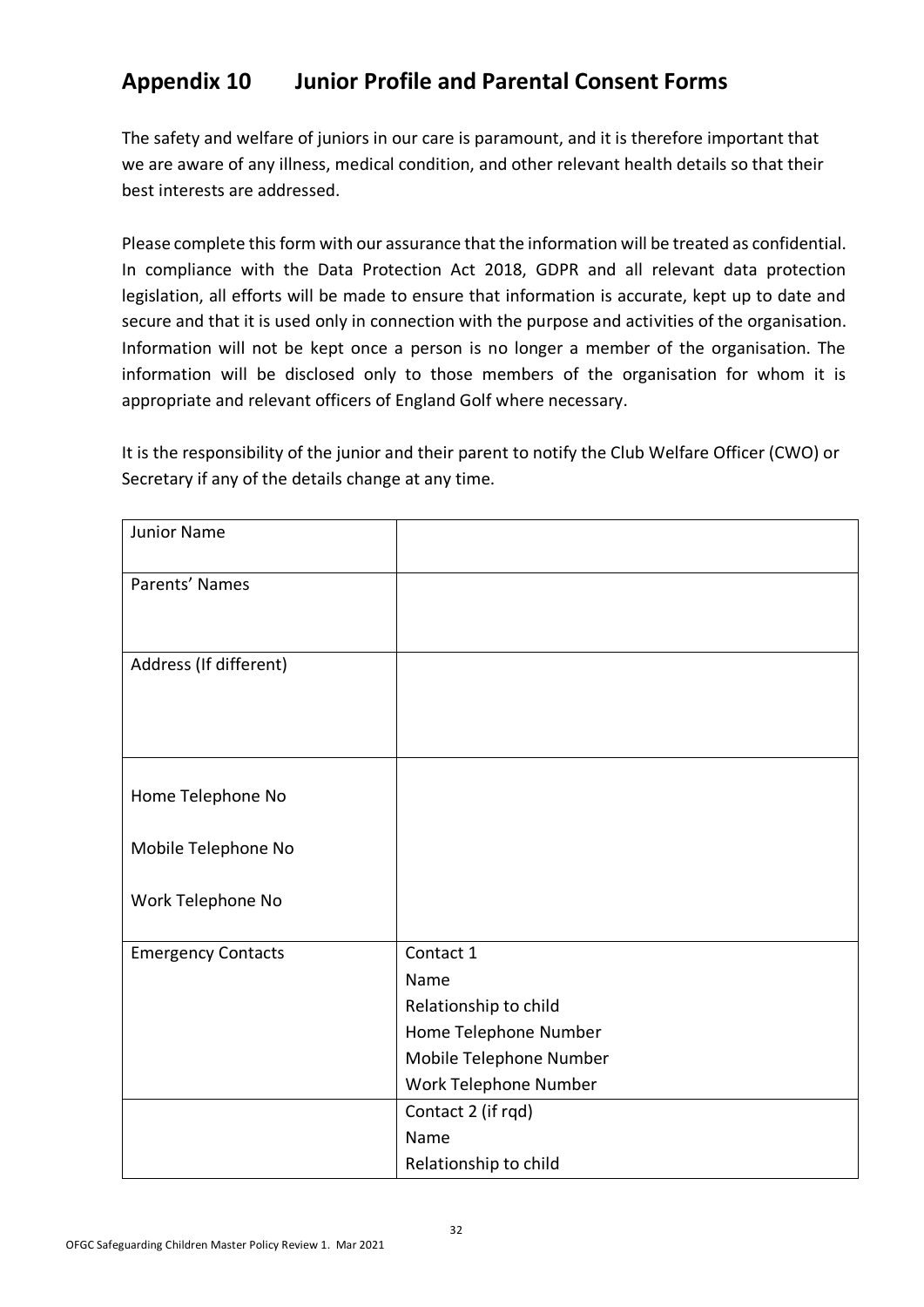## Appendix 10 Junior Profile and Parental Consent Forms

The safety and welfare of juniors in our care is paramount, and it is therefore important that we are aware of any illness, medical condition, and other relevant health details so that their best interests are addressed.

Please complete this form with our assurance that the information will be treated as confidential. In compliance with the Data Protection Act 2018, GDPR and all relevant data protection legislation, all efforts will be made to ensure that information is accurate, kept up to date and secure and that it is used only in connection with the purpose and activities of the organisation. Information will not be kept once a person is no longer a member of the organisation. The information will be disclosed only to those members of the organisation for whom it is appropriate and relevant officers of England Golf where necessary.

It is the responsibility of the junior and their parent to notify the Club Welfare Officer (CWO) or Secretary if any of the details change at any time.

| Junior Name | |
|---|---|
| Parents' Names | |
| Address (If different) | |
| Home Telephone No<br><br>Mobile Telephone No<br><br>Work Telephone No | |
| Emergency Contacts | Contact 1<br>Name<br>Relationship to child<br>Home Telephone Number<br>Mobile Telephone Number<br>Work Telephone Number |
| | Contact 2 (if rqd)<br>Name<br>Relationship to child |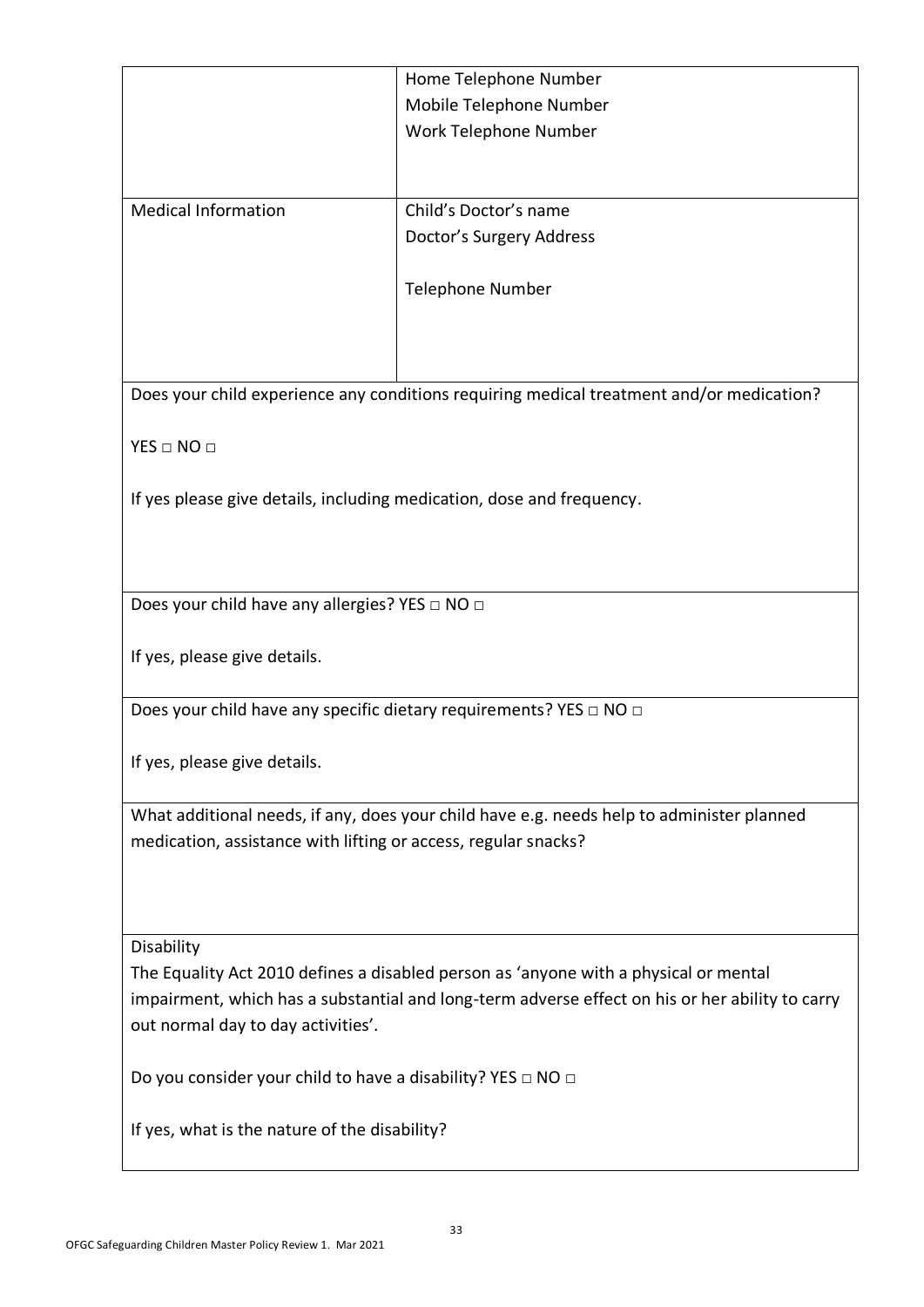|  |  |
| --- | --- |
|  | Home Telephone Number<br>Mobile Telephone Number<br>Work Telephone Number |
| Medical Information | Child's Doctor's name<br>Doctor's Surgery Address<br><br>Telephone Number |

Does your child experience any conditions requiring medical treatment and/or medication?

YES □ NO □

If yes please give details, including medication, dose and frequency.

---

Does your child have any allergies? YES □ NO □

If yes, please give details.

---

Does your child have any specific dietary requirements? YES □ NO □

If yes, please give details.

---

What additional needs, if any, does your child have e.g. needs help to administer planned medication, assistance with lifting or access, regular snacks?

---

Disability

The Equality Act 2010 defines a disabled person as 'anyone with a physical or mental impairment, which has a substantial and long-term adverse effect on his or her ability to carry out normal day to day activities'.

Do you consider your child to have a disability? YES □ NO □

If yes, what is the nature of the disability?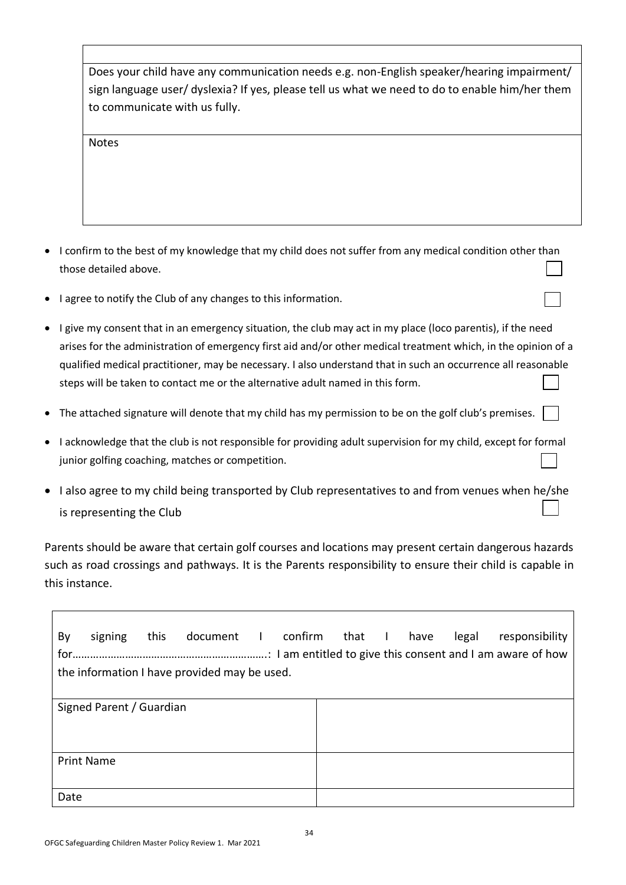| |
|---|
| Does your child have any communication needs e.g. non-English speaker/hearing impairment/ sign language user/ dyslexia? If yes, please tell us what we need to do to enable him/her them to communicate with us fully. |
| Notes |

- I confirm to the best of my knowledge that my child does not suffer from any medical condition other than those detailed above. ☐
- I agree to notify the Club of any changes to this information. ☐
- I give my consent that in an emergency situation, the club may act in my place (loco parentis), if the need arises for the administration of emergency first aid and/or other medical treatment which, in the opinion of a qualified medical practitioner, may be necessary. I also understand that in such an occurrence all reasonable steps will be taken to contact me or the alternative adult named in this form. ☐
- The attached signature will denote that my child has my permission to be on the golf club's premises. ☐
- I acknowledge that the club is not responsible for providing adult supervision for my child, except for formal junior golfing coaching, matches or competition. ☐
- I also agree to my child being transported by Club representatives to and from venues when he/she is representing the Club ☐

Parents should be aware that certain golf courses and locations may present certain dangerous hazards such as road crossings and pathways. It is the Parents responsibility to ensure their child is capable in this instance.

| By signing this document I confirm that I have legal responsibility for………………………………………………………..: I am entitled to give this consent and I am aware of how the information I have provided may be used. | |
|---|---|
| Signed Parent / Guardian | |
| Print Name | |
| Date | |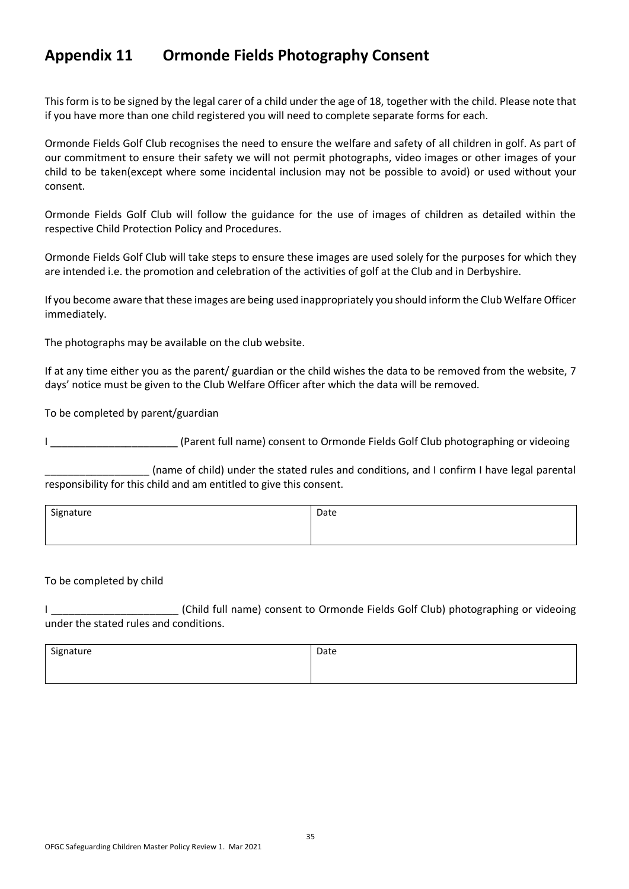## Appendix 11 Ormonde Fields Photography Consent

This form is to be signed by the legal carer of a child under the age of 18, together with the child. Please note that if you have more than one child registered you will need to complete separate forms for each.

Ormonde Fields Golf Club recognises the need to ensure the welfare and safety of all children in golf. As part of our commitment to ensure their safety we will not permit photographs, video images or other images of your child to be taken(except where some incidental inclusion may not be possible to avoid) or used without your consent.

Ormonde Fields Golf Club will follow the guidance for the use of images of children as detailed within the respective Child Protection Policy and Procedures.

Ormonde Fields Golf Club will take steps to ensure these images are used solely for the purposes for which they are intended i.e. the promotion and celebration of the activities of golf at the Club and in Derbyshire.

If you become aware that these images are being used inappropriately you should inform the Club Welfare Officer immediately.

The photographs may be available on the club website.

If at any time either you as the parent/ guardian or the child wishes the data to be removed from the website, 7 days' notice must be given to the Club Welfare Officer after which the data will be removed.

To be completed by parent/guardian

I ______________________ (Parent full name) consent to Ormonde Fields Golf Club photographing or videoing

__________________ (name of child) under the stated rules and conditions, and I confirm I have legal parental responsibility for this child and am entitled to give this consent.

| Signature | Date |
|---|---|
| | |

To be completed by child

I ______________________ (Child full name) consent to Ormonde Fields Golf Club) photographing or videoing under the stated rules and conditions.

| Signature | Date |
|---|---|
| | |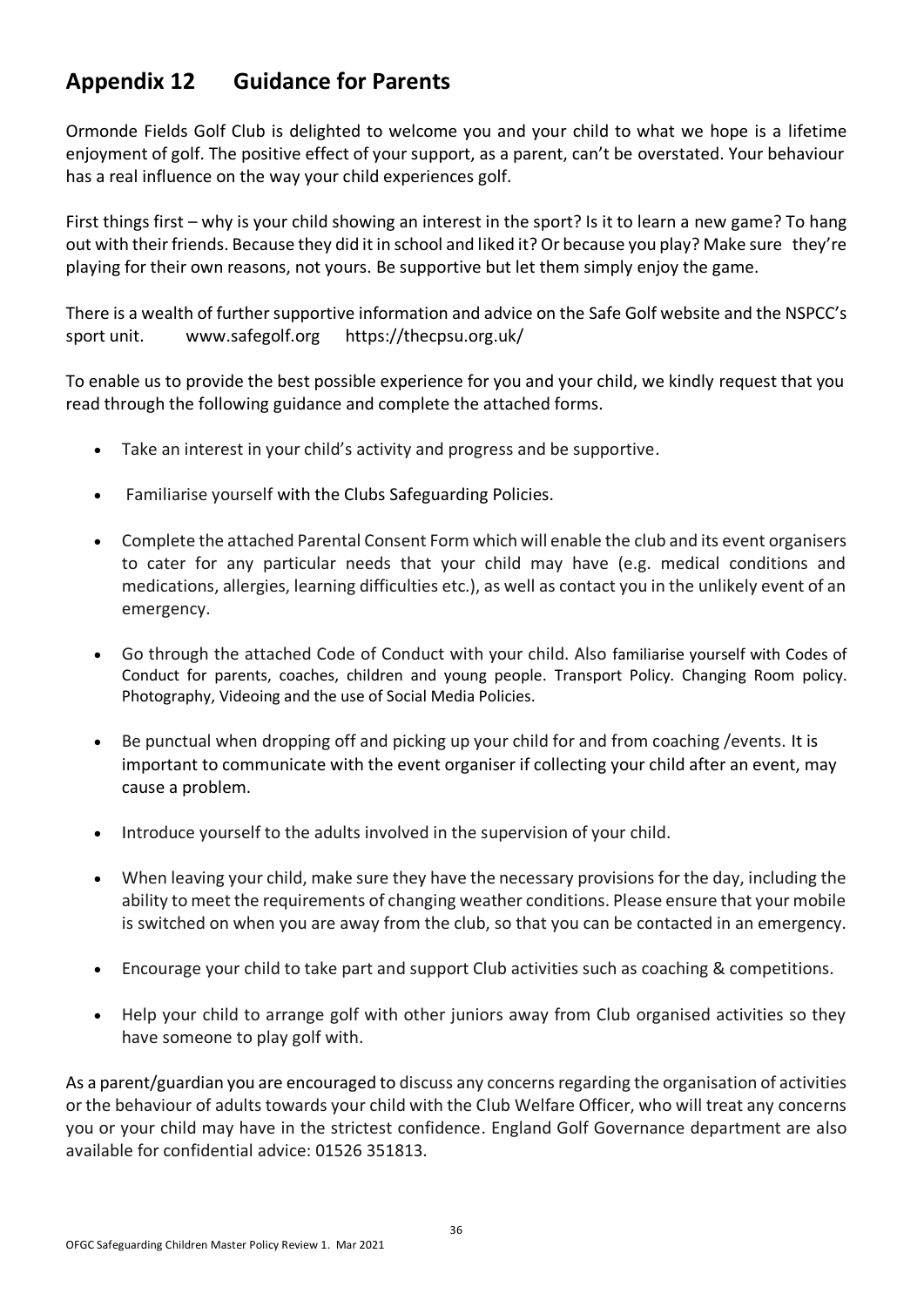## Appendix 12 Guidance for Parents

Ormonde Fields Golf Club is delighted to welcome you and your child to what we hope is a lifetime enjoyment of golf. The positive effect of your support, as a parent, can't be overstated. Your behaviour has a real influence on the way your child experiences golf.

First things first – why is your child showing an interest in the sport? Is it to learn a new game? To hang out with their friends. Because they did it in school and liked it? Or because you play? Make sure they're playing for their own reasons, not yours. Be supportive but let them simply enjoy the game.

There is a wealth of further supportive information and advice on the Safe Golf website and the NSPCC's sport unit. www.safegolf.org https://thecpsu.org.uk/

To enable us to provide the best possible experience for you and your child, we kindly request that you read through the following guidance and complete the attached forms.

- Take an interest in your child's activity and progress and be supportive.
- Familiarise yourself with the Clubs Safeguarding Policies.
- Complete the attached Parental Consent Form which will enable the club and its event organisers to cater for any particular needs that your child may have (e.g. medical conditions and medications, allergies, learning difficulties etc.), as well as contact you in the unlikely event of an emergency.
- Go through the attached Code of Conduct with your child. Also familiarise yourself with Codes of Conduct for parents, coaches, children and young people. Transport Policy. Changing Room policy. Photography, Videoing and the use of Social Media Policies.
- Be punctual when dropping off and picking up your child for and from coaching /events. It is important to communicate with the event organiser if collecting your child after an event, may cause a problem.
- Introduce yourself to the adults involved in the supervision of your child.
- When leaving your child, make sure they have the necessary provisions for the day, including the ability to meet the requirements of changing weather conditions. Please ensure that your mobile is switched on when you are away from the club, so that you can be contacted in an emergency.
- Encourage your child to take part and support Club activities such as coaching & competitions.
- Help your child to arrange golf with other juniors away from Club organised activities so they have someone to play golf with.

As a parent/guardian you are encouraged to discuss any concerns regarding the organisation of activities or the behaviour of adults towards your child with the Club Welfare Officer, who will treat any concerns you or your child may have in the strictest confidence. England Golf Governance department are also available for confidential advice: 01526 351813.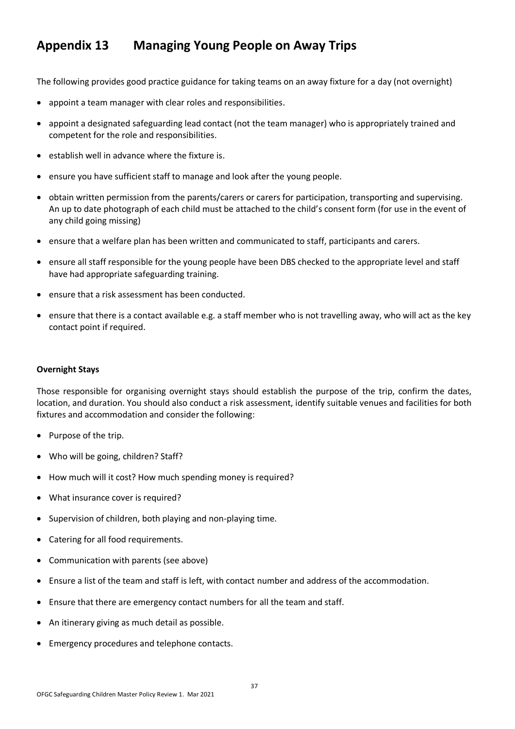# Appendix 13 Managing Young People on Away Trips

The following provides good practice guidance for taking teams on an away fixture for a day (not overnight)

- appoint a team manager with clear roles and responsibilities.
- appoint a designated safeguarding lead contact (not the team manager) who is appropriately trained and competent for the role and responsibilities.
- establish well in advance where the fixture is.
- ensure you have sufficient staff to manage and look after the young people.
- obtain written permission from the parents/carers or carers for participation, transporting and supervising. An up to date photograph of each child must be attached to the child's consent form (for use in the event of any child going missing)
- ensure that a welfare plan has been written and communicated to staff, participants and carers.
- ensure all staff responsible for the young people have been DBS checked to the appropriate level and staff have had appropriate safeguarding training.
- ensure that a risk assessment has been conducted.
- ensure that there is a contact available e.g. a staff member who is not travelling away, who will act as the key contact point if required.

**Overnight Stays**

Those responsible for organising overnight stays should establish the purpose of the trip, confirm the dates, location, and duration. You should also conduct a risk assessment, identify suitable venues and facilities for both fixtures and accommodation and consider the following:

- Purpose of the trip.
- Who will be going, children? Staff?
- How much will it cost? How much spending money is required?
- What insurance cover is required?
- Supervision of children, both playing and non-playing time.
- Catering for all food requirements.
- Communication with parents (see above)
- Ensure a list of the team and staff is left, with contact number and address of the accommodation.
- Ensure that there are emergency contact numbers for all the team and staff.
- An itinerary giving as much detail as possible.
- Emergency procedures and telephone contacts.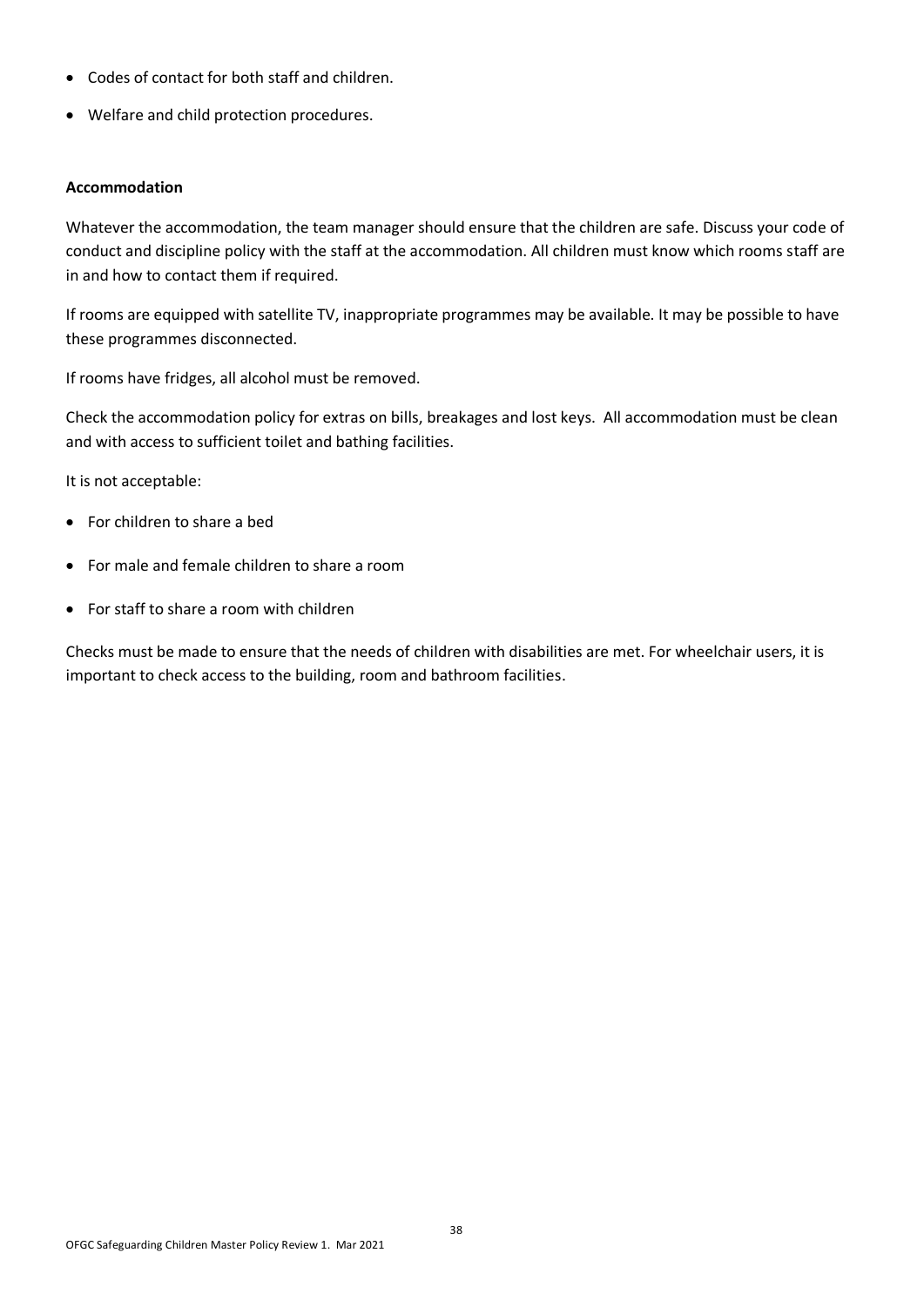- Codes of contact for both staff and children.
- Welfare and child protection procedures.

**Accommodation**

Whatever the accommodation, the team manager should ensure that the children are safe. Discuss your code of conduct and discipline policy with the staff at the accommodation. All children must know which rooms staff are in and how to contact them if required.

If rooms are equipped with satellite TV, inappropriate programmes may be available. It may be possible to have these programmes disconnected.

If rooms have fridges, all alcohol must be removed.

Check the accommodation policy for extras on bills, breakages and lost keys. All accommodation must be clean and with access to sufficient toilet and bathing facilities.

It is not acceptable:

- For children to share a bed
- For male and female children to share a room
- For staff to share a room with children

Checks must be made to ensure that the needs of children with disabilities are met. For wheelchair users, it is important to check access to the building, room and bathroom facilities.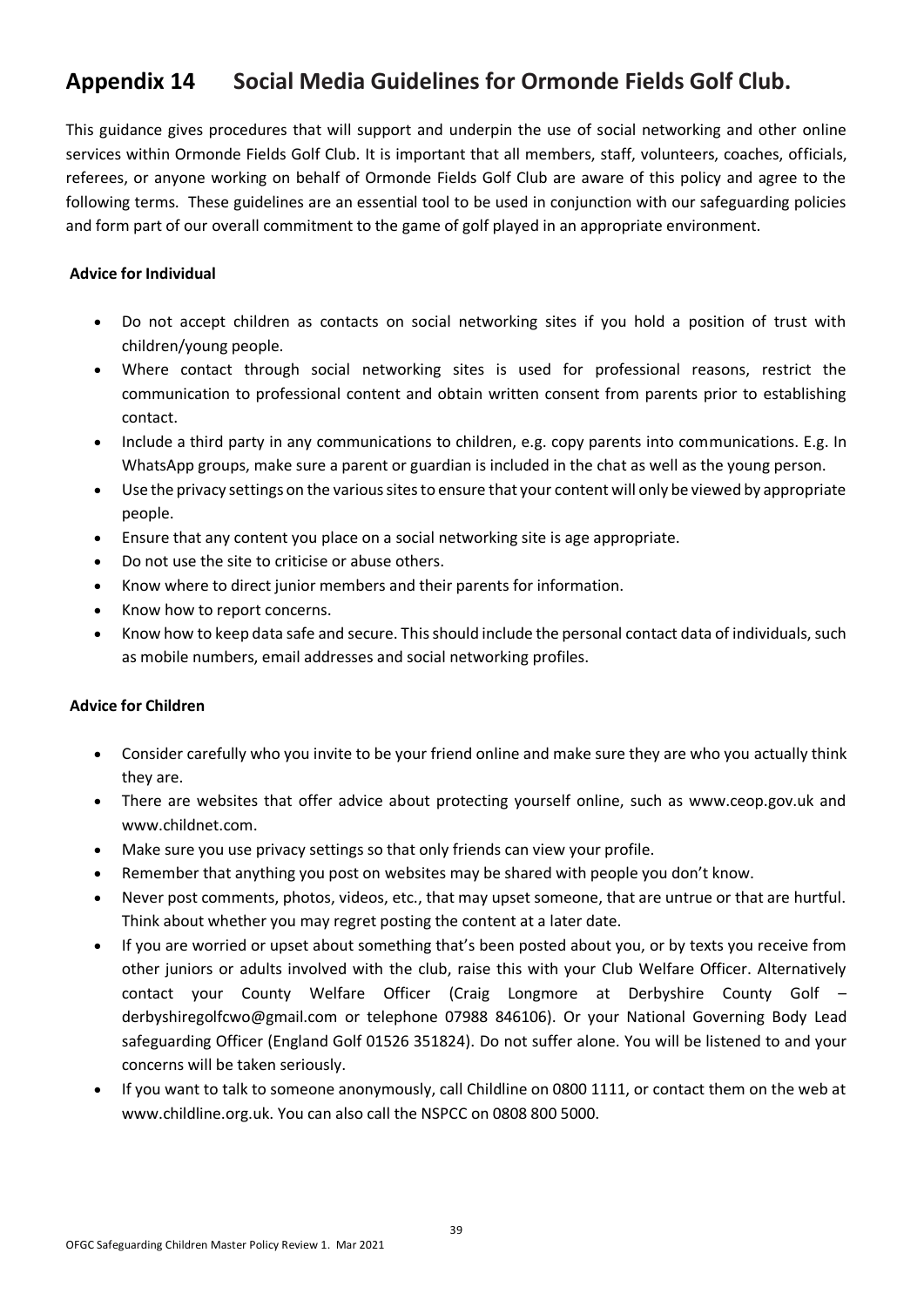## Appendix 14 Social Media Guidelines for Ormonde Fields Golf Club.

This guidance gives procedures that will support and underpin the use of social networking and other online services within Ormonde Fields Golf Club. It is important that all members, staff, volunteers, coaches, officials, referees, or anyone working on behalf of Ormonde Fields Golf Club are aware of this policy and agree to the following terms. These guidelines are an essential tool to be used in conjunction with our safeguarding policies and form part of our overall commitment to the game of golf played in an appropriate environment.

**Advice for Individual**

- Do not accept children as contacts on social networking sites if you hold a position of trust with children/young people.
- Where contact through social networking sites is used for professional reasons, restrict the communication to professional content and obtain written consent from parents prior to establishing contact.
- Include a third party in any communications to children, e.g. copy parents into communications. E.g. In WhatsApp groups, make sure a parent or guardian is included in the chat as well as the young person.
- Use the privacy settings on the various sites to ensure that your content will only be viewed by appropriate people.
- Ensure that any content you place on a social networking site is age appropriate.
- Do not use the site to criticise or abuse others.
- Know where to direct junior members and their parents for information.
- Know how to report concerns.
- Know how to keep data safe and secure. This should include the personal contact data of individuals, such as mobile numbers, email addresses and social networking profiles.

**Advice for Children**

- Consider carefully who you invite to be your friend online and make sure they are who you actually think they are.
- There are websites that offer advice about protecting yourself online, such as www.ceop.gov.uk and www.childnet.com.
- Make sure you use privacy settings so that only friends can view your profile.
- Remember that anything you post on websites may be shared with people you don't know.
- Never post comments, photos, videos, etc., that may upset someone, that are untrue or that are hurtful. Think about whether you may regret posting the content at a later date.
- If you are worried or upset about something that's been posted about you, or by texts you receive from other juniors or adults involved with the club, raise this with your Club Welfare Officer. Alternatively contact your County Welfare Officer (Craig Longmore at Derbyshire County Golf – derbyshiregolfcwo@gmail.com or telephone 07988 846106). Or your National Governing Body Lead safeguarding Officer (England Golf 01526 351824). Do not suffer alone. You will be listened to and your concerns will be taken seriously.
- If you want to talk to someone anonymously, call Childline on 0800 1111, or contact them on the web at www.childline.org.uk. You can also call the NSPCC on 0808 800 5000.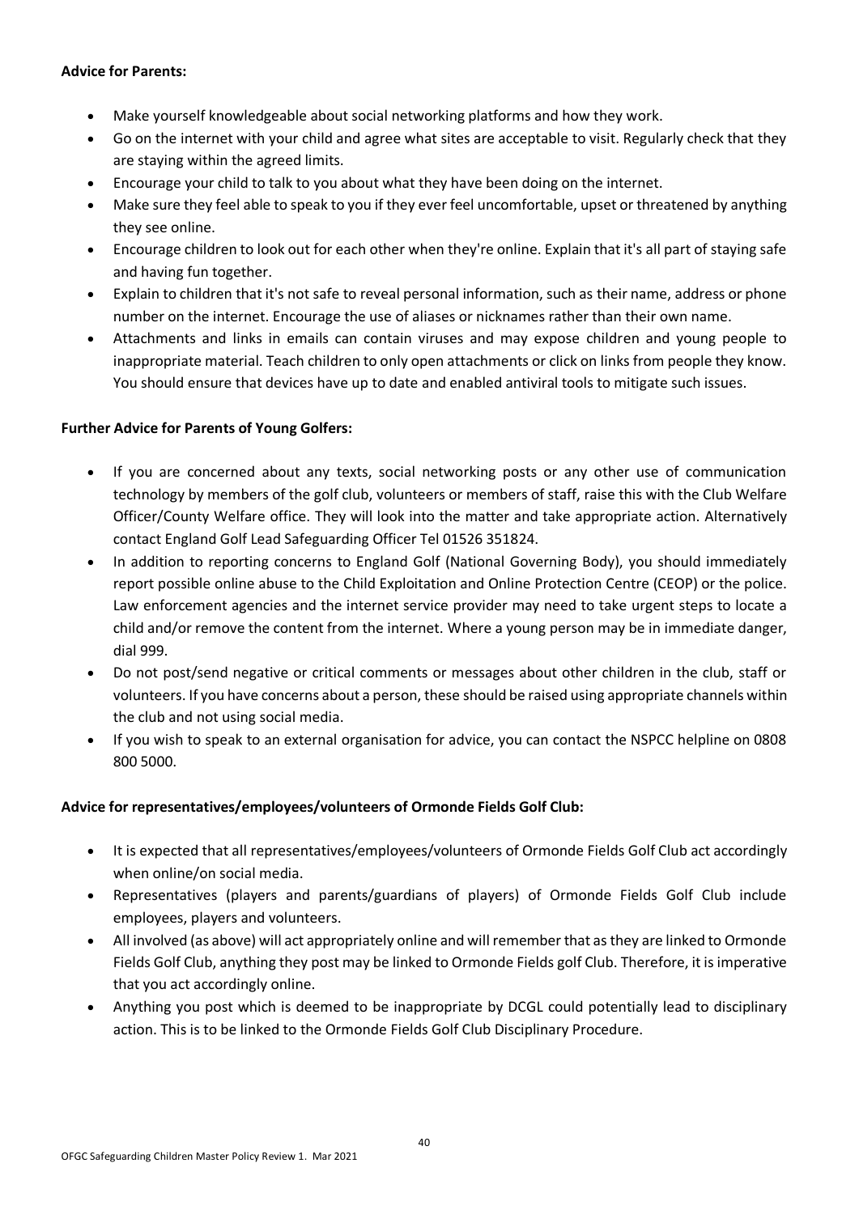**Advice for Parents:**

- Make yourself knowledgeable about social networking platforms and how they work.
- Go on the internet with your child and agree what sites are acceptable to visit. Regularly check that they are staying within the agreed limits.
- Encourage your child to talk to you about what they have been doing on the internet.
- Make sure they feel able to speak to you if they ever feel uncomfortable, upset or threatened by anything they see online.
- Encourage children to look out for each other when they're online. Explain that it's all part of staying safe and having fun together.
- Explain to children that it's not safe to reveal personal information, such as their name, address or phone number on the internet. Encourage the use of aliases or nicknames rather than their own name.
- Attachments and links in emails can contain viruses and may expose children and young people to inappropriate material. Teach children to only open attachments or click on links from people they know. You should ensure that devices have up to date and enabled antiviral tools to mitigate such issues.

**Further Advice for Parents of Young Golfers:**

- If you are concerned about any texts, social networking posts or any other use of communication technology by members of the golf club, volunteers or members of staff, raise this with the Club Welfare Officer/County Welfare office. They will look into the matter and take appropriate action. Alternatively contact England Golf Lead Safeguarding Officer Tel 01526 351824.
- In addition to reporting concerns to England Golf (National Governing Body), you should immediately report possible online abuse to the Child Exploitation and Online Protection Centre (CEOP) or the police. Law enforcement agencies and the internet service provider may need to take urgent steps to locate a child and/or remove the content from the internet. Where a young person may be in immediate danger, dial 999.
- Do not post/send negative or critical comments or messages about other children in the club, staff or volunteers. If you have concerns about a person, these should be raised using appropriate channels within the club and not using social media.
- If you wish to speak to an external organisation for advice, you can contact the NSPCC helpline on 0808 800 5000.

**Advice for representatives/employees/volunteers of Ormonde Fields Golf Club:**

- It is expected that all representatives/employees/volunteers of Ormonde Fields Golf Club act accordingly when online/on social media.
- Representatives (players and parents/guardians of players) of Ormonde Fields Golf Club include employees, players and volunteers.
- All involved (as above) will act appropriately online and will remember that as they are linked to Ormonde Fields Golf Club, anything they post may be linked to Ormonde Fields golf Club. Therefore, it is imperative that you act accordingly online.
- Anything you post which is deemed to be inappropriate by DCGL could potentially lead to disciplinary action. This is to be linked to the Ormonde Fields Golf Club Disciplinary Procedure.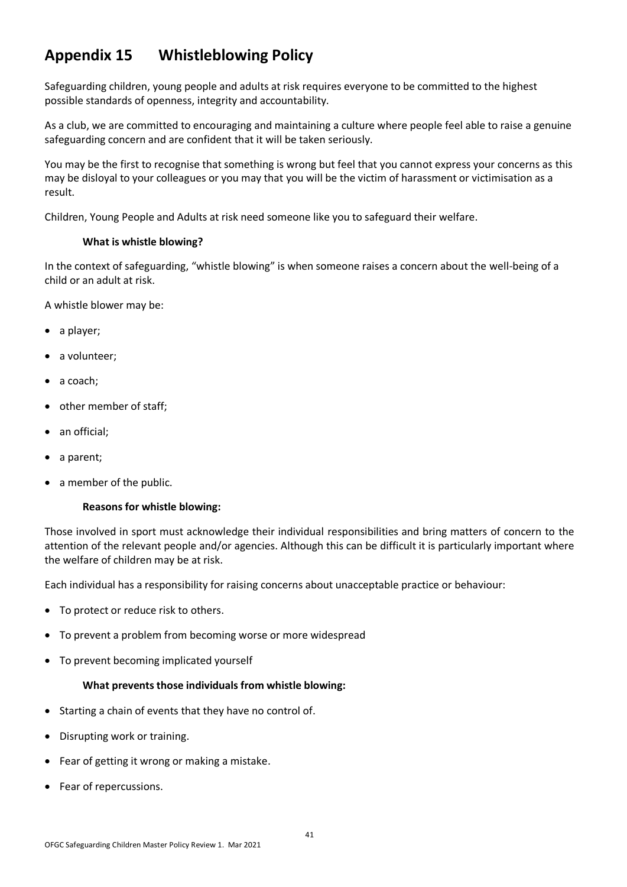# Appendix 15 Whistleblowing Policy

Safeguarding children, young people and adults at risk requires everyone to be committed to the highest possible standards of openness, integrity and accountability.

As a club, we are committed to encouraging and maintaining a culture where people feel able to raise a genuine safeguarding concern and are confident that it will be taken seriously.

You may be the first to recognise that something is wrong but feel that you cannot express your concerns as this may be disloyal to your colleagues or you may that you will be the victim of harassment or victimisation as a result.

Children, Young People and Adults at risk need someone like you to safeguard their welfare.

**What is whistle blowing?**

In the context of safeguarding, "whistle blowing" is when someone raises a concern about the well-being of a child or an adult at risk.

A whistle blower may be:

- a player;
- a volunteer;
- a coach;
- other member of staff;
- an official;
- a parent;
- a member of the public.

**Reasons for whistle blowing:**

Those involved in sport must acknowledge their individual responsibilities and bring matters of concern to the attention of the relevant people and/or agencies. Although this can be difficult it is particularly important where the welfare of children may be at risk.

Each individual has a responsibility for raising concerns about unacceptable practice or behaviour:

- To protect or reduce risk to others.
- To prevent a problem from becoming worse or more widespread
- To prevent becoming implicated yourself

**What prevents those individuals from whistle blowing:**

- Starting a chain of events that they have no control of.
- Disrupting work or training.
- Fear of getting it wrong or making a mistake.
- Fear of repercussions.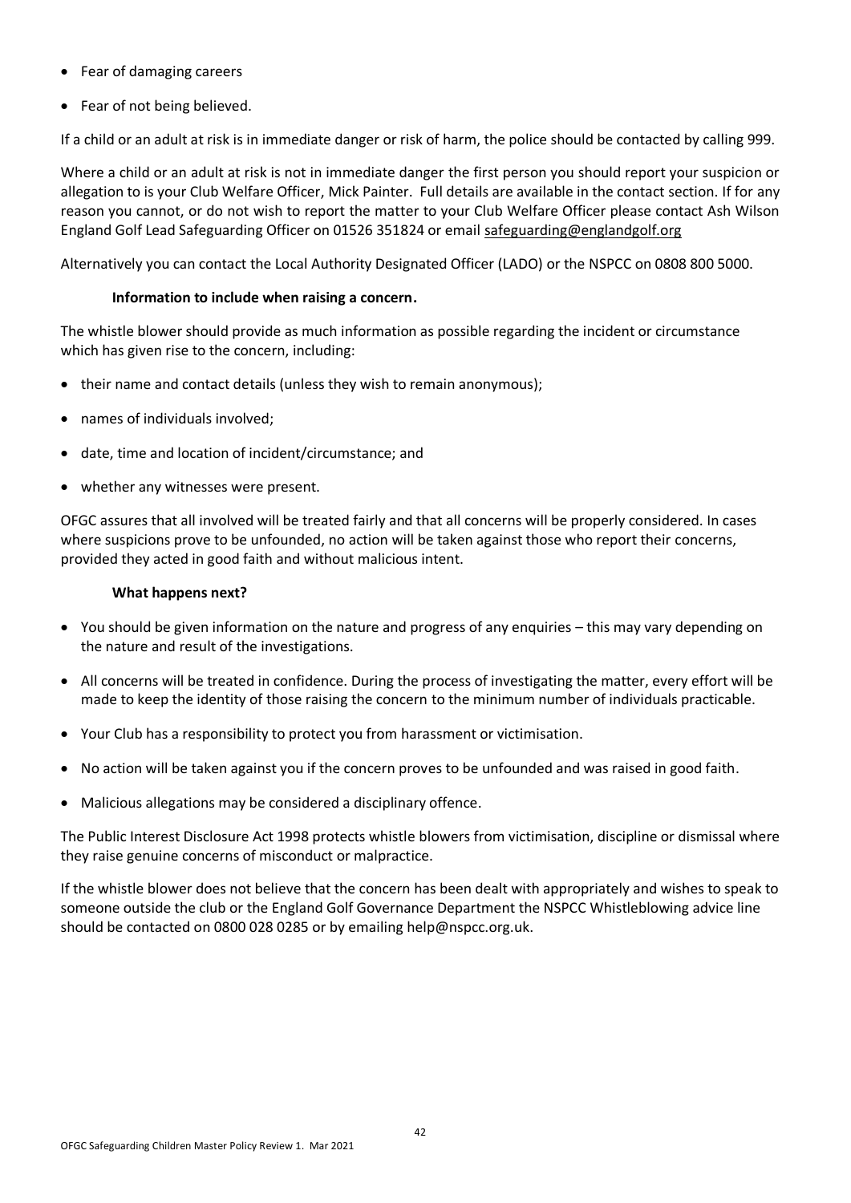- Fear of damaging careers
- Fear of not being believed.

If a child or an adult at risk is in immediate danger or risk of harm, the police should be contacted by calling 999.

Where a child or an adult at risk is not in immediate danger the first person you should report your suspicion or allegation to is your Club Welfare Officer, Mick Painter. Full details are available in the contact section. If for any reason you cannot, or do not wish to report the matter to your Club Welfare Officer please contact Ash Wilson England Golf Lead Safeguarding Officer on 01526 351824 or email safeguarding@englandgolf.org

Alternatively you can contact the Local Authority Designated Officer (LADO) or the NSPCC on 0808 800 5000.

**Information to include when raising a concern.**

The whistle blower should provide as much information as possible regarding the incident or circumstance which has given rise to the concern, including:

- their name and contact details (unless they wish to remain anonymous);
- names of individuals involved;
- date, time and location of incident/circumstance; and
- whether any witnesses were present.

OFGC assures that all involved will be treated fairly and that all concerns will be properly considered. In cases where suspicions prove to be unfounded, no action will be taken against those who report their concerns, provided they acted in good faith and without malicious intent.

**What happens next?**

- You should be given information on the nature and progress of any enquiries – this may vary depending on the nature and result of the investigations.
- All concerns will be treated in confidence. During the process of investigating the matter, every effort will be made to keep the identity of those raising the concern to the minimum number of individuals practicable.
- Your Club has a responsibility to protect you from harassment or victimisation.
- No action will be taken against you if the concern proves to be unfounded and was raised in good faith.
- Malicious allegations may be considered a disciplinary offence.

The Public Interest Disclosure Act 1998 protects whistle blowers from victimisation, discipline or dismissal where they raise genuine concerns of misconduct or malpractice.

If the whistle blower does not believe that the concern has been dealt with appropriately and wishes to speak to someone outside the club or the England Golf Governance Department the NSPCC Whistleblowing advice line should be contacted on 0800 028 0285 or by emailing help@nspcc.org.uk.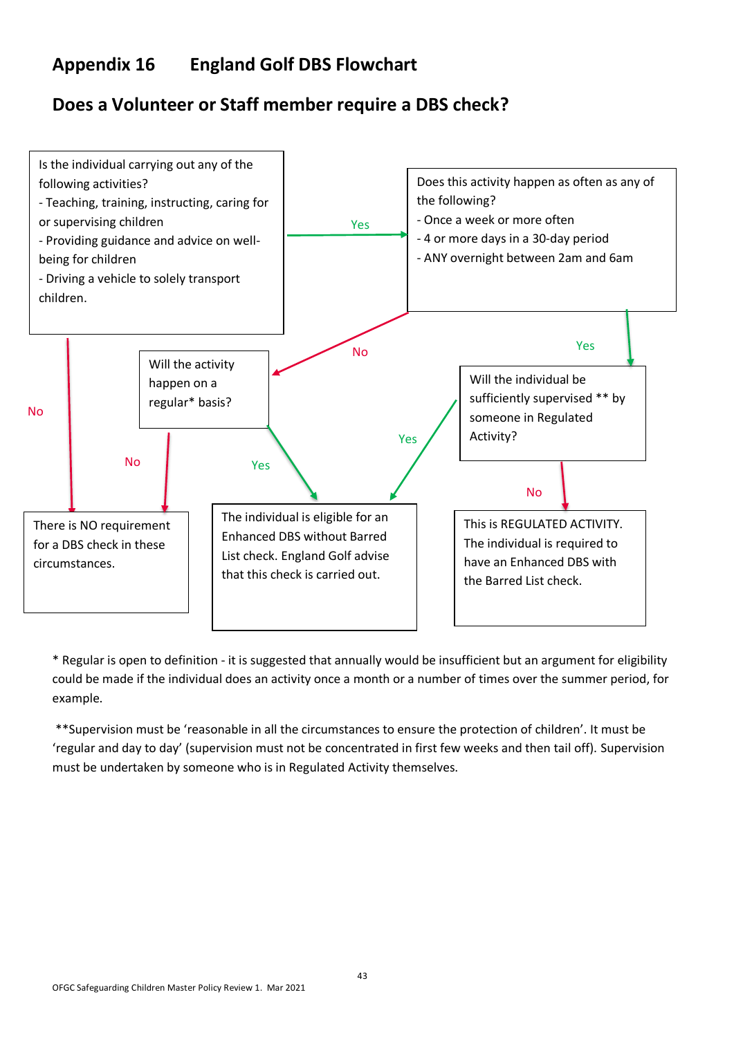# Appendix 16 England Golf DBS Flowchart

## Does a Volunteer or Staff member require a DBS check?

Is the individual carrying out any of the following activities?
- Teaching, training, instructing, caring for or supervising children
- Providing guidance and advice on well-being for children
- Driving a vehicle to solely transport children.

Yes →

Does this activity happen as often as any of the following?
- Once a week or more often
- 4 or more days in a 30-day period
- ANY overnight between 2am and 6am

No →

Will the activity happen on a regular* basis?

Yes →

Will the individual be sufficiently supervised ** by someone in Regulated Activity?

No (from first question) / No (from regular basis question) →

There is NO requirement for a DBS check in these circumstances.

Yes (from regular basis question) / Yes (from supervision question) →

The individual is eligible for an Enhanced DBS without Barred List check. England Golf advise that this check is carried out.

No (from supervision question) →

This is REGULATED ACTIVITY. The individual is required to have an Enhanced DBS with the Barred List check.

\* Regular is open to definition - it is suggested that annually would be insufficient but an argument for eligibility could be made if the individual does an activity once a month or a number of times over the summer period, for example.

\*\*Supervision must be 'reasonable in all the circumstances to ensure the protection of children'. It must be 'regular and day to day' (supervision must not be concentrated in first few weeks and then tail off). Supervision must be undertaken by someone who is in Regulated Activity themselves.

OFGC Safeguarding Children Master Policy Review 1. Mar 2021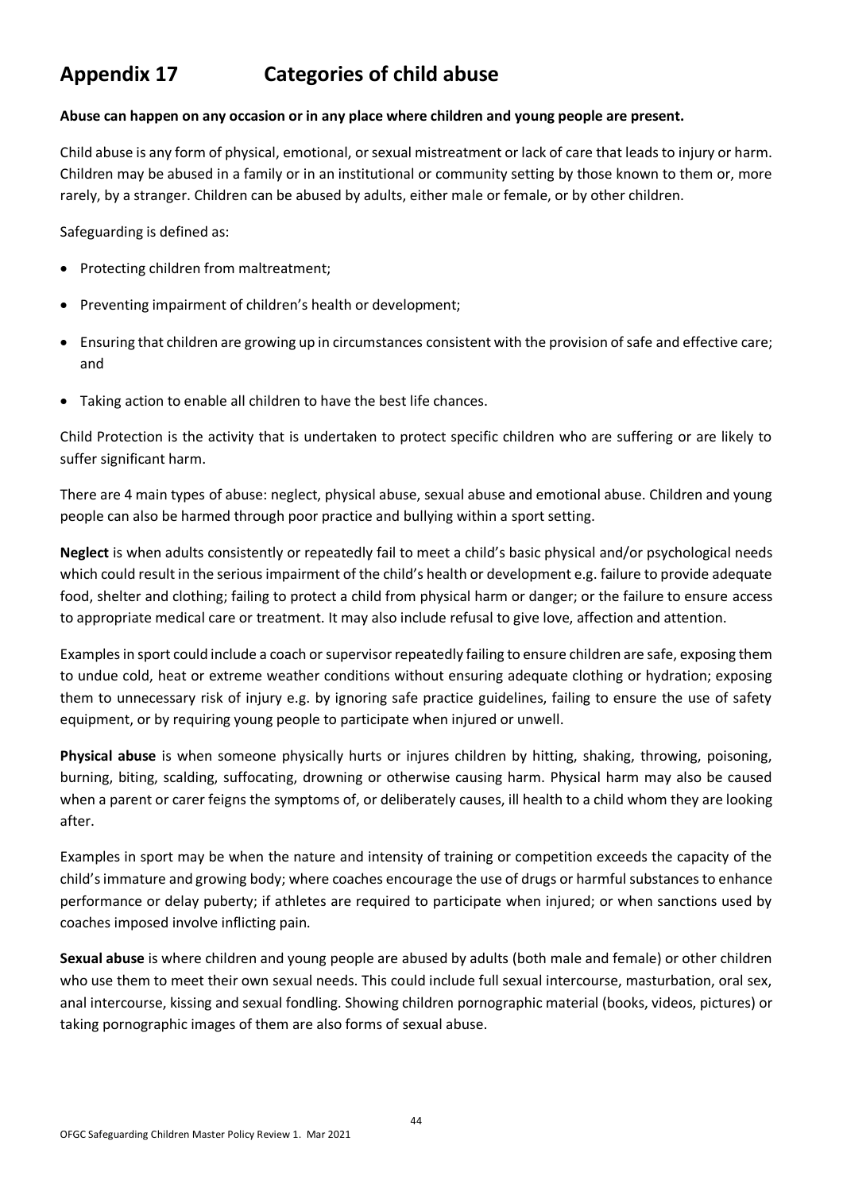# Appendix 17 Categories of child abuse

**Abuse can happen on any occasion or in any place where children and young people are present.**

Child abuse is any form of physical, emotional, or sexual mistreatment or lack of care that leads to injury or harm. Children may be abused in a family or in an institutional or community setting by those known to them or, more rarely, by a stranger. Children can be abused by adults, either male or female, or by other children.

Safeguarding is defined as:

- Protecting children from maltreatment;
- Preventing impairment of children's health or development;
- Ensuring that children are growing up in circumstances consistent with the provision of safe and effective care; and
- Taking action to enable all children to have the best life chances.

Child Protection is the activity that is undertaken to protect specific children who are suffering or are likely to suffer significant harm.

There are 4 main types of abuse: neglect, physical abuse, sexual abuse and emotional abuse. Children and young people can also be harmed through poor practice and bullying within a sport setting.

**Neglect** is when adults consistently or repeatedly fail to meet a child's basic physical and/or psychological needs which could result in the serious impairment of the child's health or development e.g. failure to provide adequate food, shelter and clothing; failing to protect a child from physical harm or danger; or the failure to ensure access to appropriate medical care or treatment. It may also include refusal to give love, affection and attention.

Examples in sport could include a coach or supervisor repeatedly failing to ensure children are safe, exposing them to undue cold, heat or extreme weather conditions without ensuring adequate clothing or hydration; exposing them to unnecessary risk of injury e.g. by ignoring safe practice guidelines, failing to ensure the use of safety equipment, or by requiring young people to participate when injured or unwell.

**Physical abuse** is when someone physically hurts or injures children by hitting, shaking, throwing, poisoning, burning, biting, scalding, suffocating, drowning or otherwise causing harm. Physical harm may also be caused when a parent or carer feigns the symptoms of, or deliberately causes, ill health to a child whom they are looking after.

Examples in sport may be when the nature and intensity of training or competition exceeds the capacity of the child's immature and growing body; where coaches encourage the use of drugs or harmful substances to enhance performance or delay puberty; if athletes are required to participate when injured; or when sanctions used by coaches imposed involve inflicting pain.

**Sexual abuse** is where children and young people are abused by adults (both male and female) or other children who use them to meet their own sexual needs. This could include full sexual intercourse, masturbation, oral sex, anal intercourse, kissing and sexual fondling. Showing children pornographic material (books, videos, pictures) or taking pornographic images of them are also forms of sexual abuse.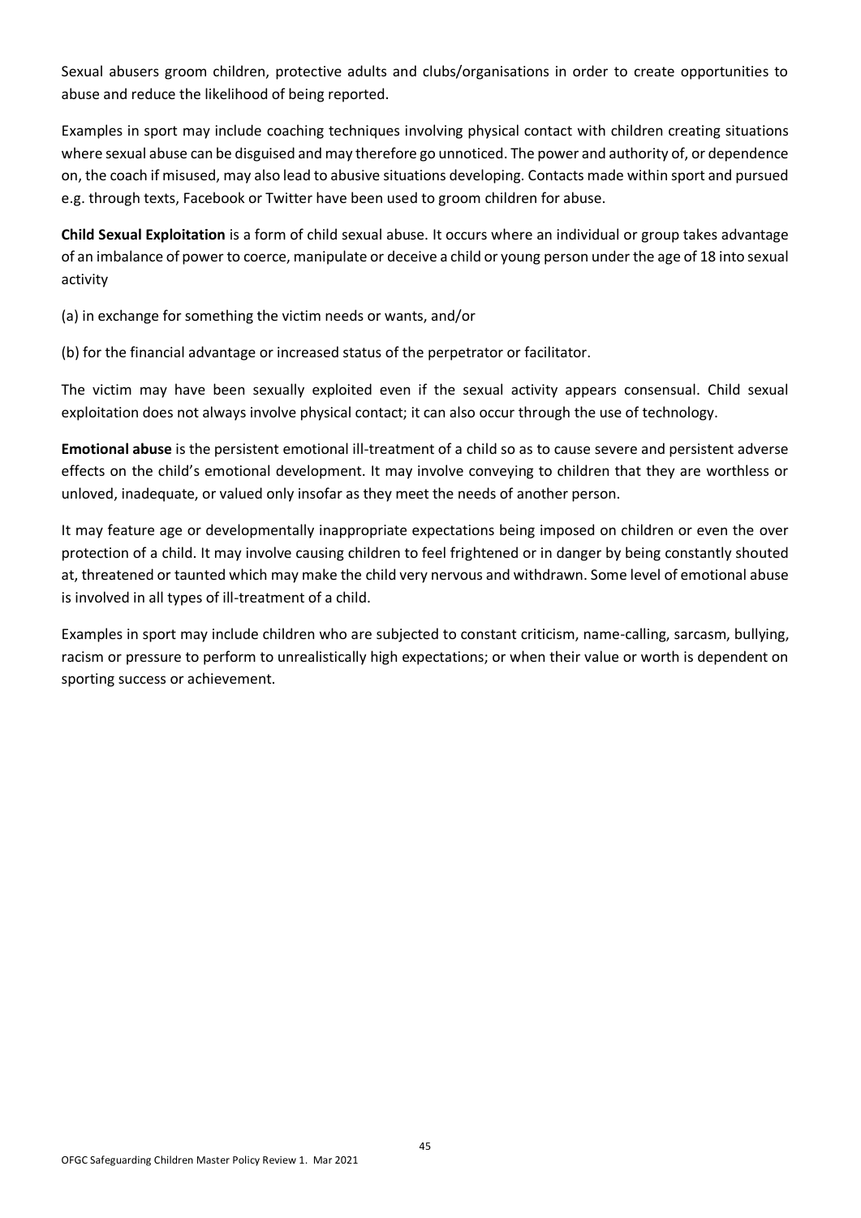Sexual abusers groom children, protective adults and clubs/organisations in order to create opportunities to abuse and reduce the likelihood of being reported.

Examples in sport may include coaching techniques involving physical contact with children creating situations where sexual abuse can be disguised and may therefore go unnoticed. The power and authority of, or dependence on, the coach if misused, may also lead to abusive situations developing. Contacts made within sport and pursued e.g. through texts, Facebook or Twitter have been used to groom children for abuse.

**Child Sexual Exploitation** is a form of child sexual abuse. It occurs where an individual or group takes advantage of an imbalance of power to coerce, manipulate or deceive a child or young person under the age of 18 into sexual activity

(a) in exchange for something the victim needs or wants, and/or

(b) for the financial advantage or increased status of the perpetrator or facilitator.

The victim may have been sexually exploited even if the sexual activity appears consensual. Child sexual exploitation does not always involve physical contact; it can also occur through the use of technology.

**Emotional abuse** is the persistent emotional ill-treatment of a child so as to cause severe and persistent adverse effects on the child's emotional development. It may involve conveying to children that they are worthless or unloved, inadequate, or valued only insofar as they meet the needs of another person.

It may feature age or developmentally inappropriate expectations being imposed on children or even the over protection of a child. It may involve causing children to feel frightened or in danger by being constantly shouted at, threatened or taunted which may make the child very nervous and withdrawn. Some level of emotional abuse is involved in all types of ill-treatment of a child.

Examples in sport may include children who are subjected to constant criticism, name-calling, sarcasm, bullying, racism or pressure to perform to unrealistically high expectations; or when their value or worth is dependent on sporting success or achievement.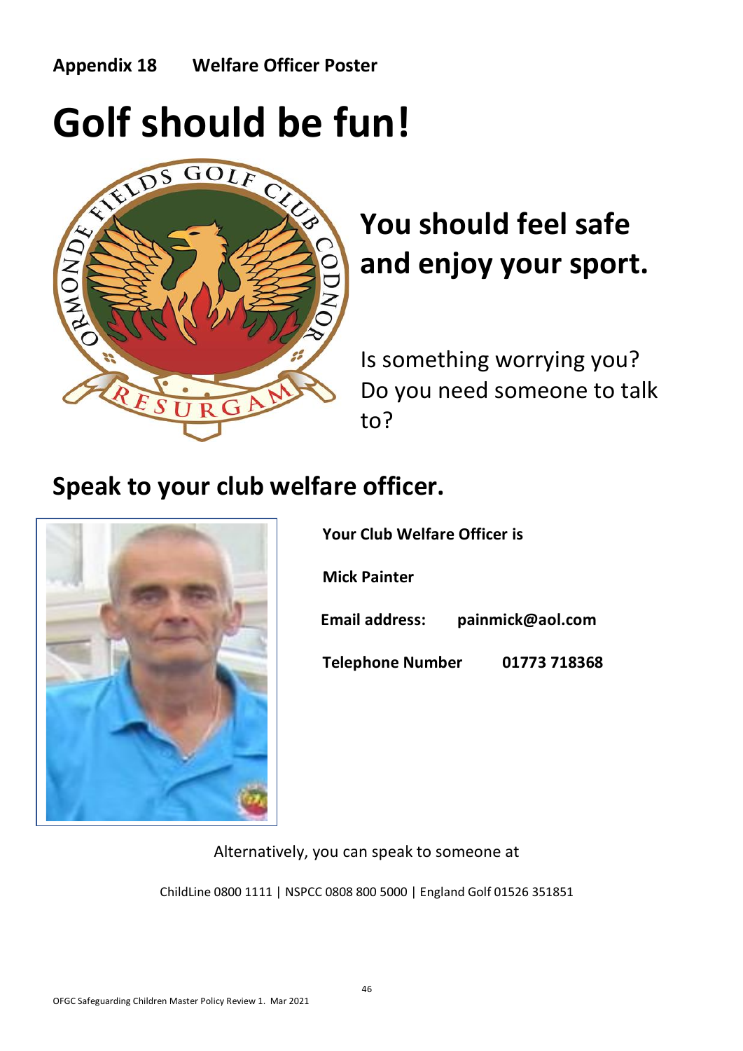**Appendix 18 Welfare Officer Poster**

# Golf should be fun!

## You should feel safe and enjoy your sport.

Is something worrying you?
Do you need someone to talk to?

## Speak to your club welfare officer.

**Your Club Welfare Officer is**

**Mick Painter**

**Email address:** **painmick@aol.com**

**Telephone Number** **01773 718368**

Alternatively, you can speak to someone at

ChildLine 0800 1111 | NSPCC 0808 800 5000 | England Golf 01526 351851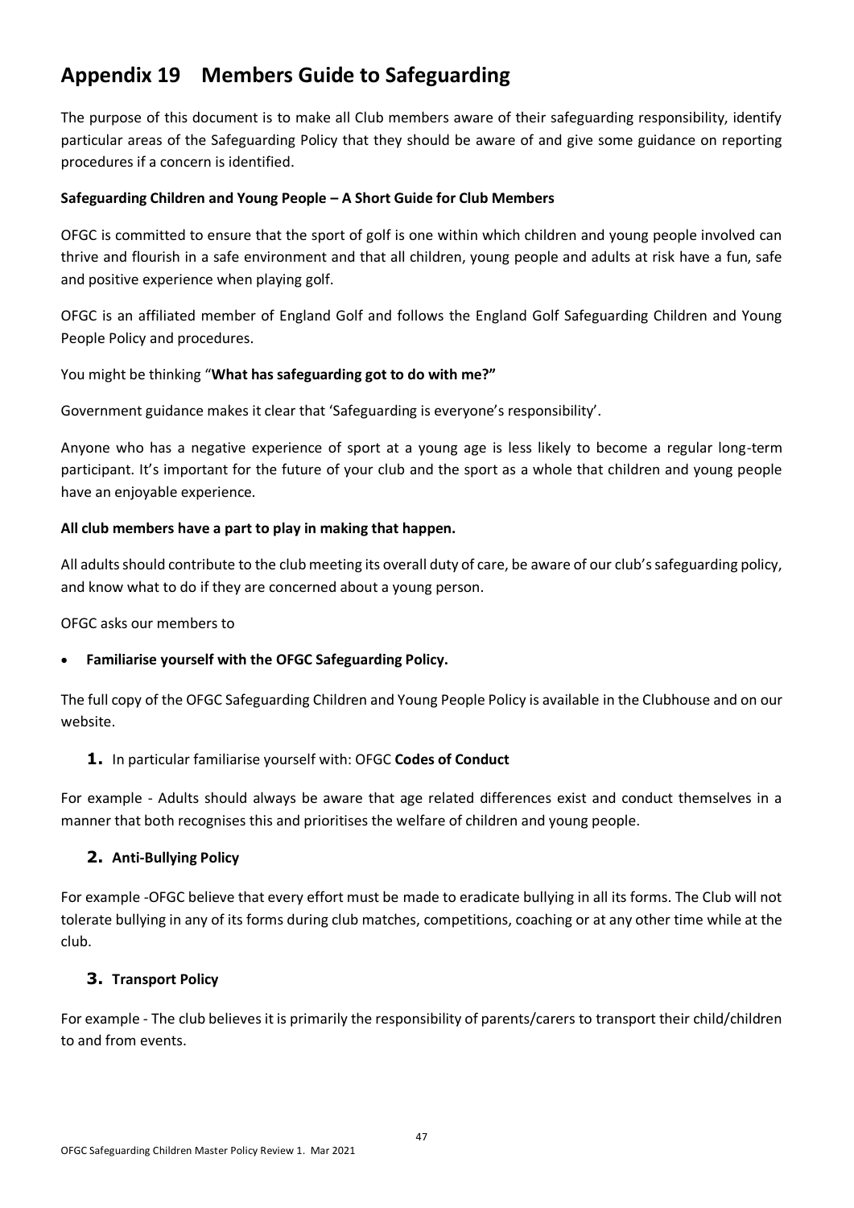# Appendix 19 Members Guide to Safeguarding

The purpose of this document is to make all Club members aware of their safeguarding responsibility, identify particular areas of the Safeguarding Policy that they should be aware of and give some guidance on reporting procedures if a concern is identified.

**Safeguarding Children and Young People – A Short Guide for Club Members**

OFGC is committed to ensure that the sport of golf is one within which children and young people involved can thrive and flourish in a safe environment and that all children, young people and adults at risk have a fun, safe and positive experience when playing golf.

OFGC is an affiliated member of England Golf and follows the England Golf Safeguarding Children and Young People Policy and procedures.

You might be thinking "**What has safeguarding got to do with me?"**

Government guidance makes it clear that 'Safeguarding is everyone's responsibility'.

Anyone who has a negative experience of sport at a young age is less likely to become a regular long-term participant. It's important for the future of your club and the sport as a whole that children and young people have an enjoyable experience.

**All club members have a part to play in making that happen.**

All adults should contribute to the club meeting its overall duty of care, be aware of our club's safeguarding policy, and know what to do if they are concerned about a young person.

OFGC asks our members to

- **Familiarise yourself with the OFGC Safeguarding Policy.**

The full copy of the OFGC Safeguarding Children and Young People Policy is available in the Clubhouse and on our website.

**1.** In particular familiarise yourself with: OFGC **Codes of Conduct**

For example - Adults should always be aware that age related differences exist and conduct themselves in a manner that both recognises this and prioritises the welfare of children and young people.

**2. Anti-Bullying Policy**

For example -OFGC believe that every effort must be made to eradicate bullying in all its forms. The Club will not tolerate bullying in any of its forms during club matches, competitions, coaching or at any other time while at the club.

**3. Transport Policy**

For example - The club believes it is primarily the responsibility of parents/carers to transport their child/children to and from events.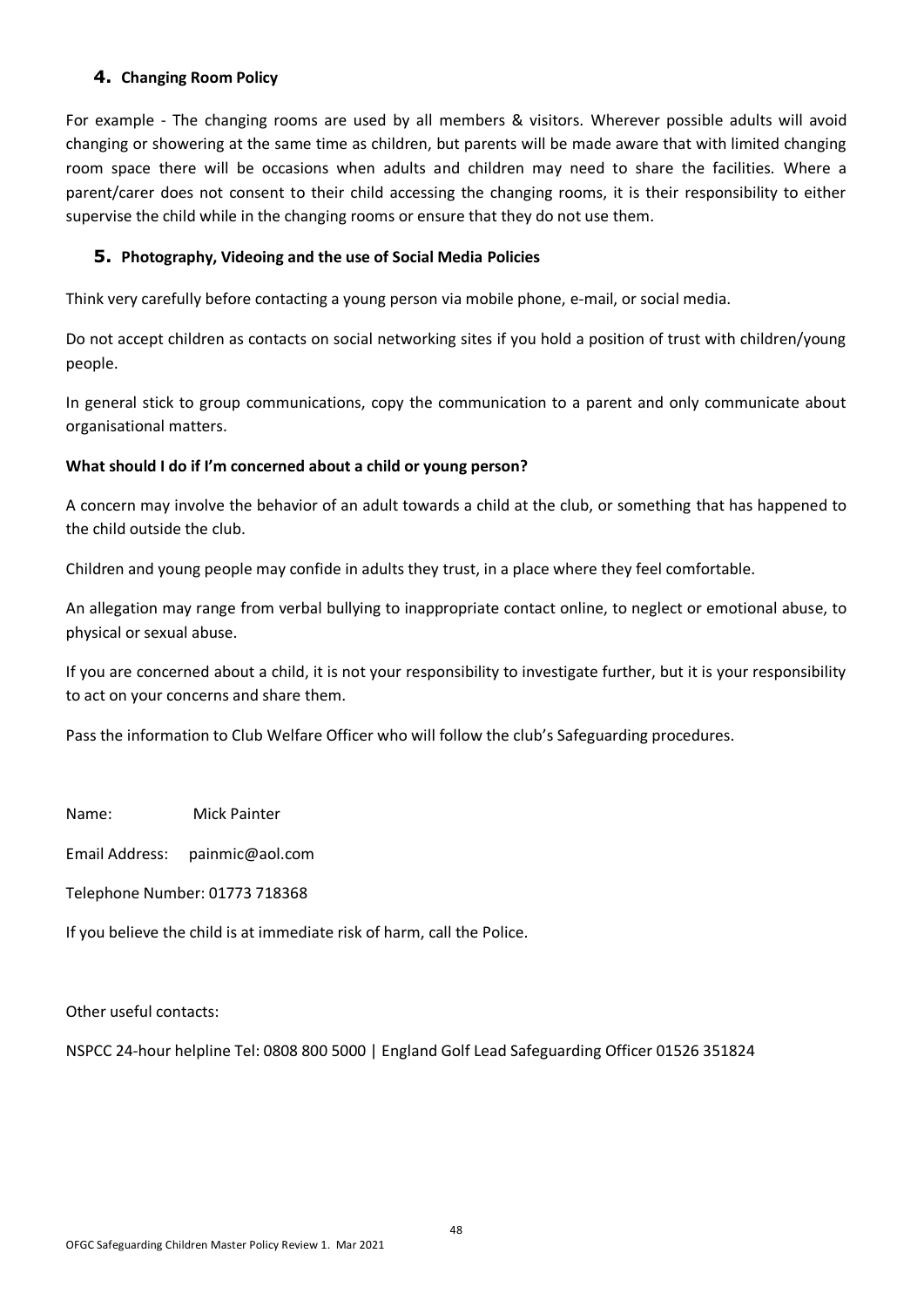## 4. Changing Room Policy

For example - The changing rooms are used by all members & visitors. Wherever possible adults will avoid changing or showering at the same time as children, but parents will be made aware that with limited changing room space there will be occasions when adults and children may need to share the facilities. Where a parent/carer does not consent to their child accessing the changing rooms, it is their responsibility to either supervise the child while in the changing rooms or ensure that they do not use them.

## 5. Photography, Videoing and the use of Social Media Policies

Think very carefully before contacting a young person via mobile phone, e-mail, or social media.

Do not accept children as contacts on social networking sites if you hold a position of trust with children/young people.

In general stick to group communications, copy the communication to a parent and only communicate about organisational matters.

**What should I do if I'm concerned about a child or young person?**

A concern may involve the behavior of an adult towards a child at the club, or something that has happened to the child outside the club.

Children and young people may confide in adults they trust, in a place where they feel comfortable.

An allegation may range from verbal bullying to inappropriate contact online, to neglect or emotional abuse, to physical or sexual abuse.

If you are concerned about a child, it is not your responsibility to investigate further, but it is your responsibility to act on your concerns and share them.

Pass the information to Club Welfare Officer who will follow the club's Safeguarding procedures.

Name: Mick Painter

Email Address: painmic@aol.com

Telephone Number: 01773 718368

If you believe the child is at immediate risk of harm, call the Police.

Other useful contacts:

NSPCC 24-hour helpline Tel: 0808 800 5000 | England Golf Lead Safeguarding Officer 01526 351824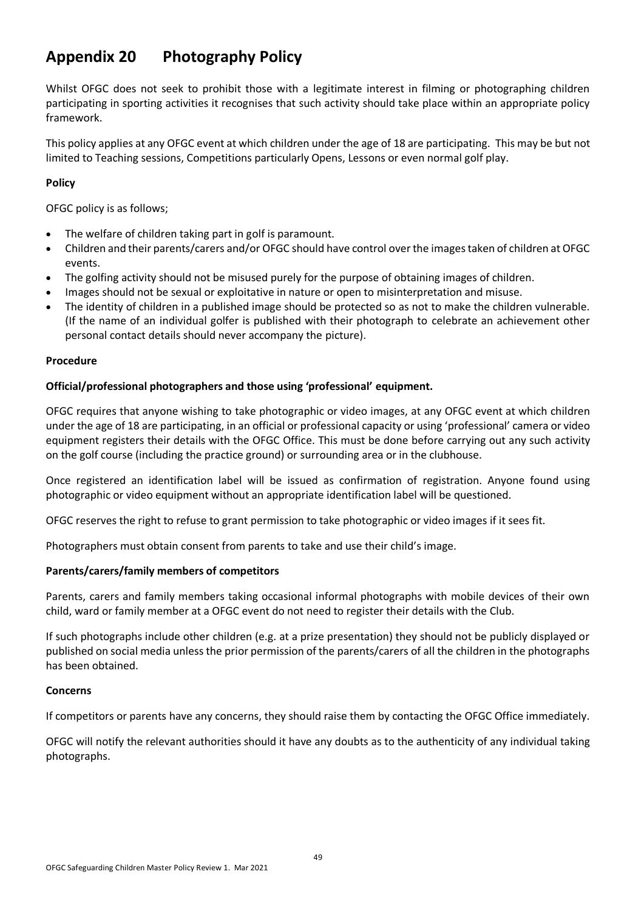# Appendix 20 Photography Policy

Whilst OFGC does not seek to prohibit those with a legitimate interest in filming or photographing children participating in sporting activities it recognises that such activity should take place within an appropriate policy framework.

This policy applies at any OFGC event at which children under the age of 18 are participating. This may be but not limited to Teaching sessions, Competitions particularly Opens, Lessons or even normal golf play.

**Policy**

OFGC policy is as follows;

- The welfare of children taking part in golf is paramount.
- Children and their parents/carers and/or OFGC should have control over the images taken of children at OFGC events.
- The golfing activity should not be misused purely for the purpose of obtaining images of children.
- Images should not be sexual or exploitative in nature or open to misinterpretation and misuse.
- The identity of children in a published image should be protected so as not to make the children vulnerable. (If the name of an individual golfer is published with their photograph to celebrate an achievement other personal contact details should never accompany the picture).

**Procedure**

**Official/professional photographers and those using 'professional' equipment.**

OFGC requires that anyone wishing to take photographic or video images, at any OFGC event at which children under the age of 18 are participating, in an official or professional capacity or using 'professional' camera or video equipment registers their details with the OFGC Office. This must be done before carrying out any such activity on the golf course (including the practice ground) or surrounding area or in the clubhouse.

Once registered an identification label will be issued as confirmation of registration. Anyone found using photographic or video equipment without an appropriate identification label will be questioned.

OFGC reserves the right to refuse to grant permission to take photographic or video images if it sees fit.

Photographers must obtain consent from parents to take and use their child's image.

**Parents/carers/family members of competitors**

Parents, carers and family members taking occasional informal photographs with mobile devices of their own child, ward or family member at a OFGC event do not need to register their details with the Club.

If such photographs include other children (e.g. at a prize presentation) they should not be publicly displayed or published on social media unless the prior permission of the parents/carers of all the children in the photographs has been obtained.

**Concerns**

If competitors or parents have any concerns, they should raise them by contacting the OFGC Office immediately.

OFGC will notify the relevant authorities should it have any doubts as to the authenticity of any individual taking photographs.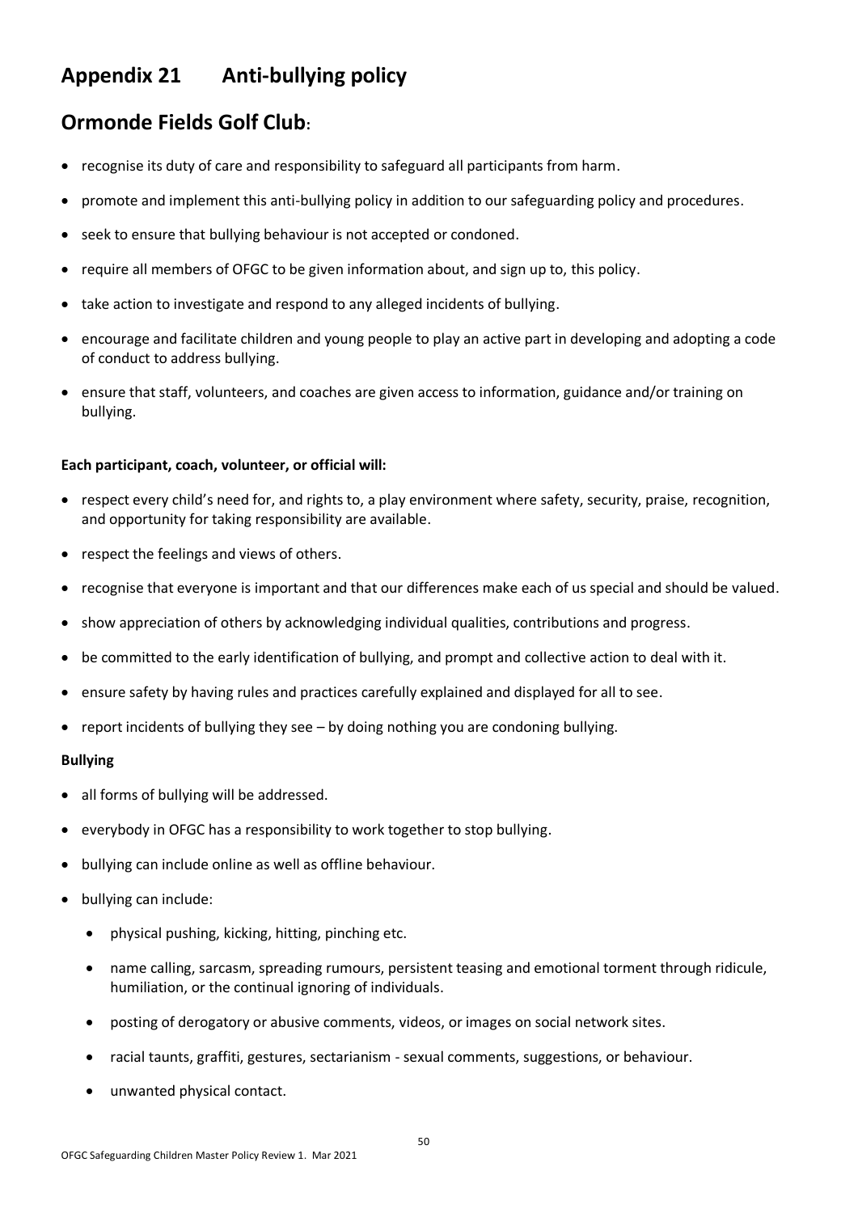# Appendix 21 Anti-bullying policy

## Ormonde Fields Golf Club:

- recognise its duty of care and responsibility to safeguard all participants from harm.
- promote and implement this anti-bullying policy in addition to our safeguarding policy and procedures.
- seek to ensure that bullying behaviour is not accepted or condoned.
- require all members of OFGC to be given information about, and sign up to, this policy.
- take action to investigate and respond to any alleged incidents of bullying.
- encourage and facilitate children and young people to play an active part in developing and adopting a code of conduct to address bullying.
- ensure that staff, volunteers, and coaches are given access to information, guidance and/or training on bullying.

**Each participant, coach, volunteer, or official will:**

- respect every child's need for, and rights to, a play environment where safety, security, praise, recognition, and opportunity for taking responsibility are available.
- respect the feelings and views of others.
- recognise that everyone is important and that our differences make each of us special and should be valued.
- show appreciation of others by acknowledging individual qualities, contributions and progress.
- be committed to the early identification of bullying, and prompt and collective action to deal with it.
- ensure safety by having rules and practices carefully explained and displayed for all to see.
- report incidents of bullying they see – by doing nothing you are condoning bullying.

**Bullying**

- all forms of bullying will be addressed.
- everybody in OFGC has a responsibility to work together to stop bullying.
- bullying can include online as well as offline behaviour.
- bullying can include:
    - physical pushing, kicking, hitting, pinching etc.
    - name calling, sarcasm, spreading rumours, persistent teasing and emotional torment through ridicule, humiliation, or the continual ignoring of individuals.
    - posting of derogatory or abusive comments, videos, or images on social network sites.
    - racial taunts, graffiti, gestures, sectarianism - sexual comments, suggestions, or behaviour.
    - unwanted physical contact.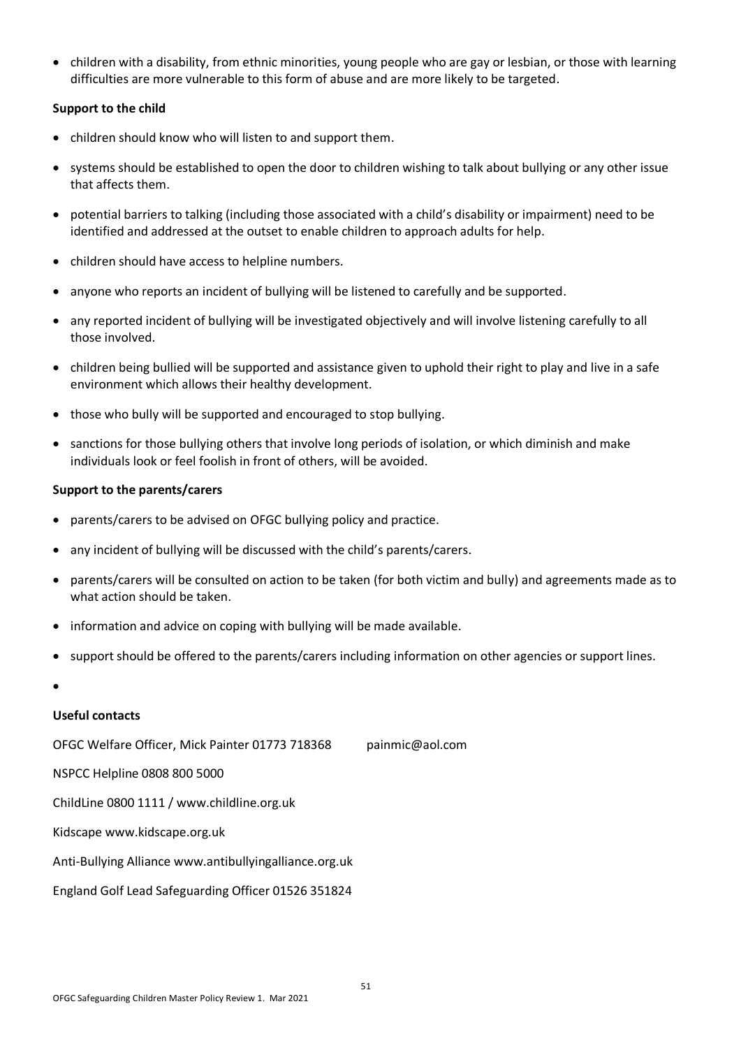- children with a disability, from ethnic minorities, young people who are gay or lesbian, or those with learning difficulties are more vulnerable to this form of abuse and are more likely to be targeted.

**Support to the child**

- children should know who will listen to and support them.
- systems should be established to open the door to children wishing to talk about bullying or any other issue that affects them.
- potential barriers to talking (including those associated with a child's disability or impairment) need to be identified and addressed at the outset to enable children to approach adults for help.
- children should have access to helpline numbers.
- anyone who reports an incident of bullying will be listened to carefully and be supported.
- any reported incident of bullying will be investigated objectively and will involve listening carefully to all those involved.
- children being bullied will be supported and assistance given to uphold their right to play and live in a safe environment which allows their healthy development.
- those who bully will be supported and encouraged to stop bullying.
- sanctions for those bullying others that involve long periods of isolation, or which diminish and make individuals look or feel foolish in front of others, will be avoided.

**Support to the parents/carers**

- parents/carers to be advised on OFGC bullying policy and practice.
- any incident of bullying will be discussed with the child's parents/carers.
- parents/carers will be consulted on action to be taken (for both victim and bully) and agreements made as to what action should be taken.
- information and advice on coping with bullying will be made available.
- support should be offered to the parents/carers including information on other agencies or support lines.

**Useful contacts**

OFGC Welfare Officer, Mick Painter 01773 718368 painmic@aol.com

NSPCC Helpline 0808 800 5000

ChildLine 0800 1111 / www.childline.org.uk

Kidscape www.kidscape.org.uk

Anti-Bullying Alliance www.antibullyingalliance.org.uk

England Golf Lead Safeguarding Officer 01526 351824